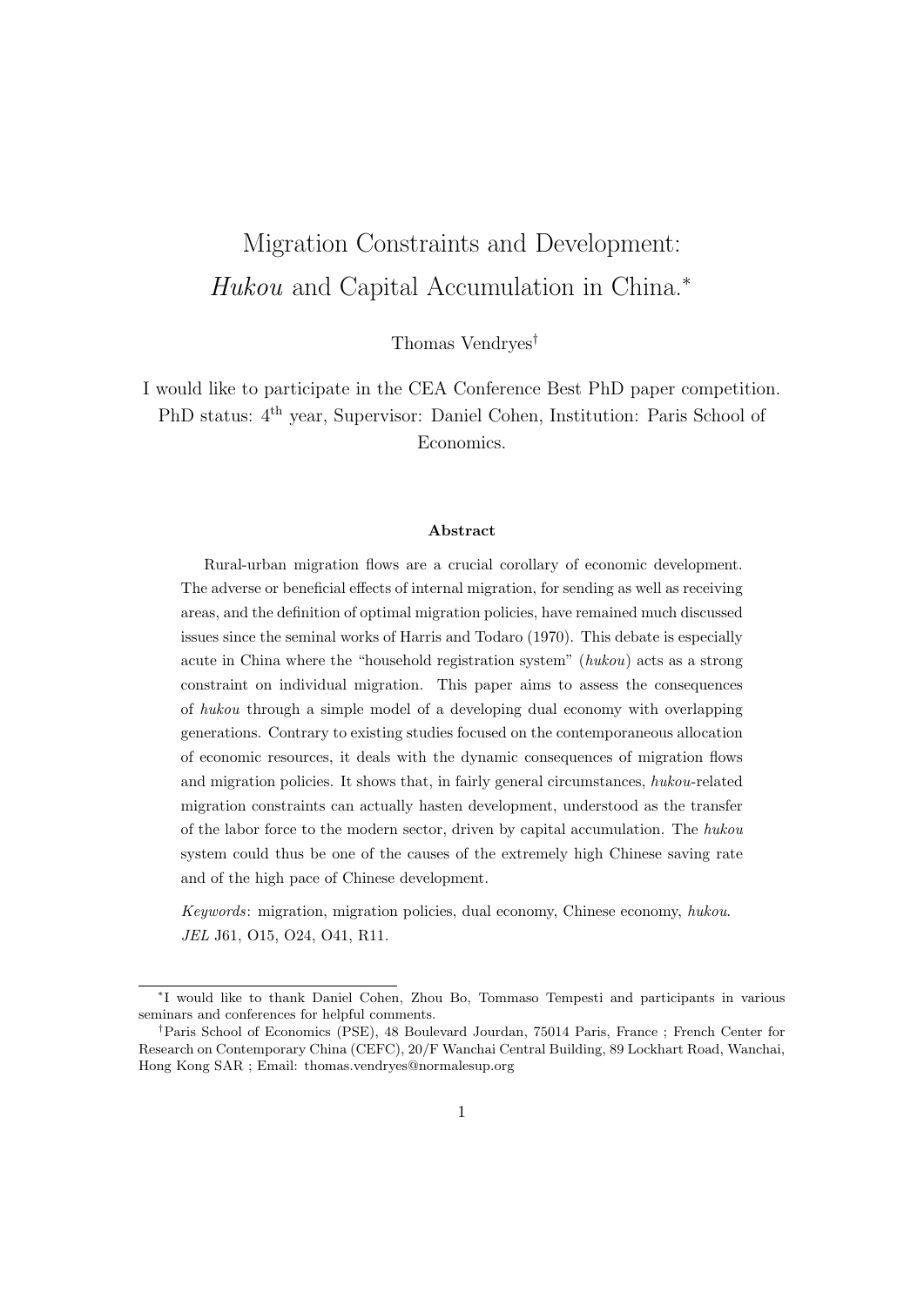# Migration Constraints and Development: *Hukou* and Capital Accumulation in China.*

Thomas Vendryes†

I would like to participate in the CEA Conference Best PhD paper competition. PhD status: 4th year, Supervisor: Daniel Cohen, Institution: Paris School of Economics.

**Abstract**

Rural-urban migration flows are a crucial corollary of economic development. The adverse or beneficial effects of internal migration, for sending as well as receiving areas, and the definition of optimal migration policies, have remained much discussed issues since the seminal works of Harris and Todaro (1970). This debate is especially acute in China where the "household registration system" (*hukou*) acts as a strong constraint on individual migration. This paper aims to assess the consequences of *hukou* through a simple model of a developing dual economy with overlapping generations. Contrary to existing studies focused on the contemporaneous allocation of economic resources, it deals with the dynamic consequences of migration flows and migration policies. It shows that, in fairly general circumstances, *hukou*-related migration constraints can actually hasten development, understood as the transfer of the labor force to the modern sector, driven by capital accumulation. The *hukou* system could thus be one of the causes of the extremely high Chinese saving rate and of the high pace of Chinese development.

*Keywords*: migration, migration policies, dual economy, Chinese economy, *hukou*.
*JEL* J61, O15, O24, O41, R11.

---

*I would like to thank Daniel Cohen, Zhou Bo, Tommaso Tempesti and participants in various seminars and conferences for helpful comments.

†Paris School of Economics (PSE), 48 Boulevard Jourdan, 75014 Paris, France ; French Center for Research on Contemporary China (CEFC), 20/F Wanchai Central Building, 89 Lockhart Road, Wanchai, Hong Kong SAR ; Email: thomas.vendryes@normalesup.org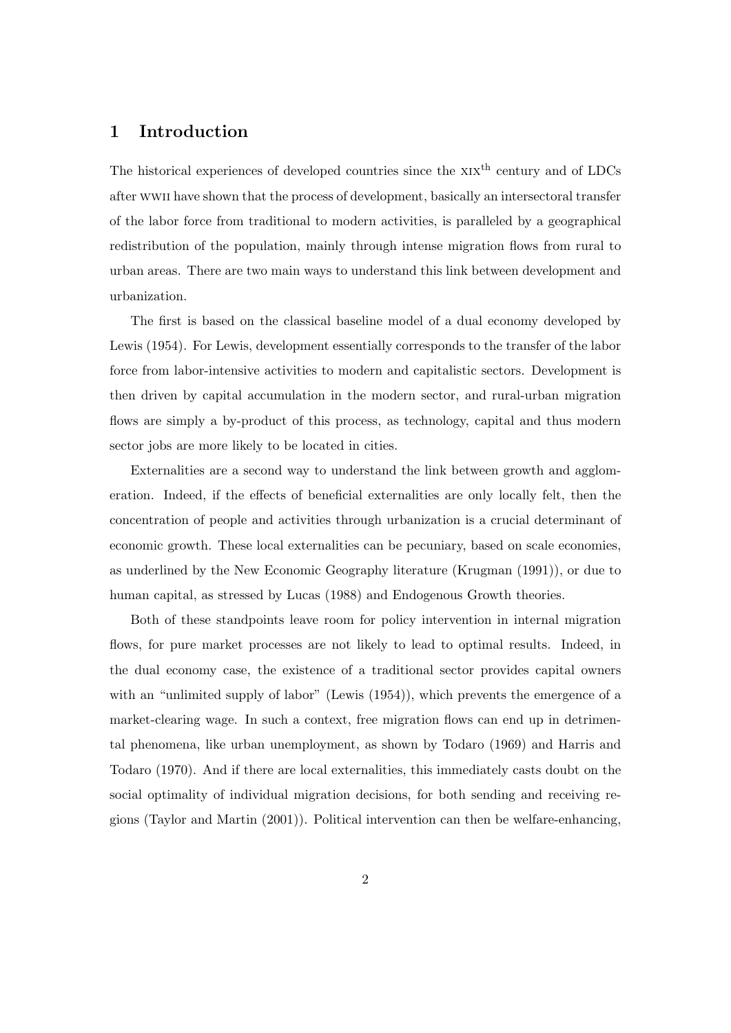# 1 Introduction

The historical experiences of developed countries since the XIX$^{\text{th}}$ century and of LDCs after WWII have shown that the process of development, basically an intersectoral transfer of the labor force from traditional to modern activities, is paralleled by a geographical redistribution of the population, mainly through intense migration flows from rural to urban areas. There are two main ways to understand this link between development and urbanization.

The first is based on the classical baseline model of a dual economy developed by Lewis (1954). For Lewis, development essentially corresponds to the transfer of the labor force from labor-intensive activities to modern and capitalistic sectors. Development is then driven by capital accumulation in the modern sector, and rural-urban migration flows are simply a by-product of this process, as technology, capital and thus modern sector jobs are more likely to be located in cities.

Externalities are a second way to understand the link between growth and agglomeration. Indeed, if the effects of beneficial externalities are only locally felt, then the concentration of people and activities through urbanization is a crucial determinant of economic growth. These local externalities can be pecuniary, based on scale economies, as underlined by the New Economic Geography literature (Krugman (1991)), or due to human capital, as stressed by Lucas (1988) and Endogenous Growth theories.

Both of these standpoints leave room for policy intervention in internal migration flows, for pure market processes are not likely to lead to optimal results. Indeed, in the dual economy case, the existence of a traditional sector provides capital owners with an "unlimited supply of labor" (Lewis (1954)), which prevents the emergence of a market-clearing wage. In such a context, free migration flows can end up in detrimental phenomena, like urban unemployment, as shown by Todaro (1969) and Harris and Todaro (1970). And if there are local externalities, this immediately casts doubt on the social optimality of individual migration decisions, for both sending and receiving regions (Taylor and Martin (2001)). Political intervention can then be welfare-enhancing,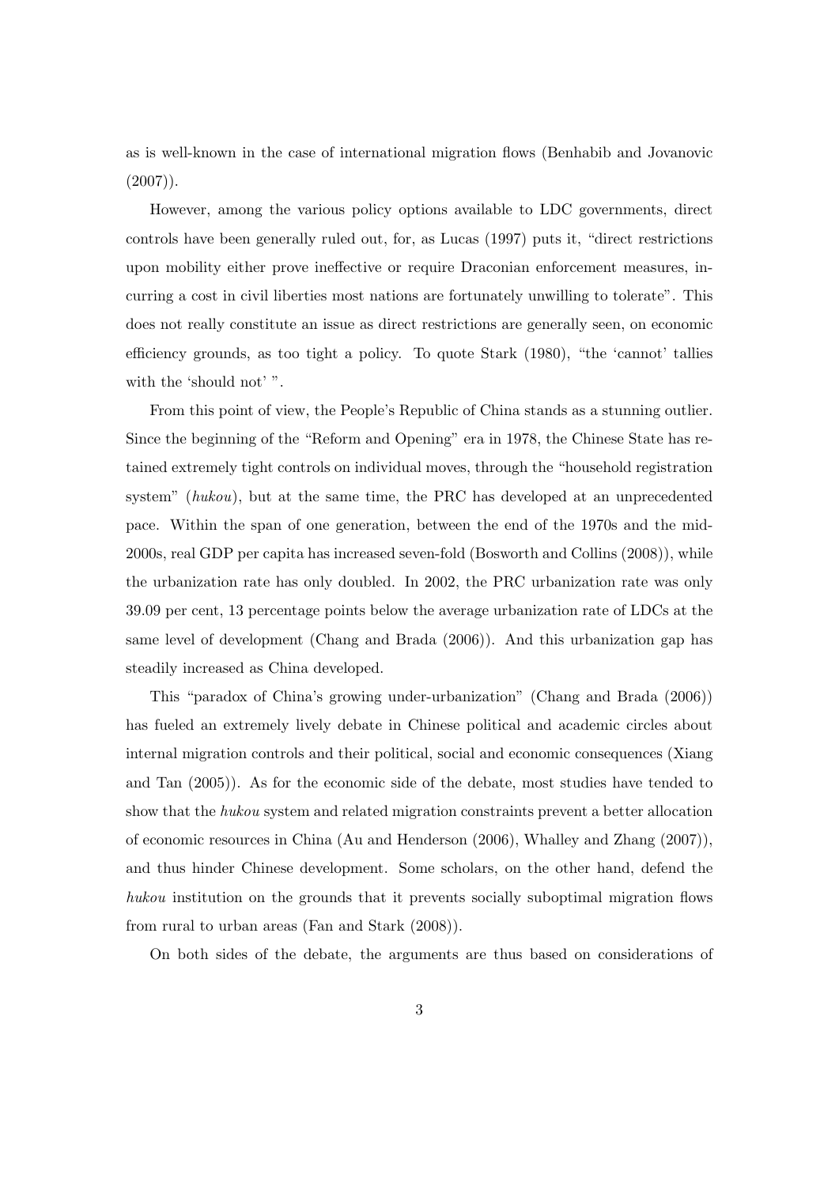as is well-known in the case of international migration flows (Benhabib and Jovanovic (2007)).

However, among the various policy options available to LDC governments, direct controls have been generally ruled out, for, as Lucas (1997) puts it, "direct restrictions upon mobility either prove ineffective or require Draconian enforcement measures, incurring a cost in civil liberties most nations are fortunately unwilling to tolerate". This does not really constitute an issue as direct restrictions are generally seen, on economic efficiency grounds, as too tight a policy. To quote Stark (1980), "the 'cannot' tallies with the 'should not' ".

From this point of view, the People's Republic of China stands as a stunning outlier. Since the beginning of the "Reform and Opening" era in 1978, the Chinese State has retained extremely tight controls on individual moves, through the "household registration system" (*hukou*), but at the same time, the PRC has developed at an unprecedented pace. Within the span of one generation, between the end of the 1970s and the mid-2000s, real GDP per capita has increased seven-fold (Bosworth and Collins (2008)), while the urbanization rate has only doubled. In 2002, the PRC urbanization rate was only 39.09 per cent, 13 percentage points below the average urbanization rate of LDCs at the same level of development (Chang and Brada (2006)). And this urbanization gap has steadily increased as China developed.

This "paradox of China's growing under-urbanization" (Chang and Brada (2006)) has fueled an extremely lively debate in Chinese political and academic circles about internal migration controls and their political, social and economic consequences (Xiang and Tan (2005)). As for the economic side of the debate, most studies have tended to show that the *hukou* system and related migration constraints prevent a better allocation of economic resources in China (Au and Henderson (2006), Whalley and Zhang (2007)), and thus hinder Chinese development. Some scholars, on the other hand, defend the *hukou* institution on the grounds that it prevents socially suboptimal migration flows from rural to urban areas (Fan and Stark (2008)).

On both sides of the debate, the arguments are thus based on considerations of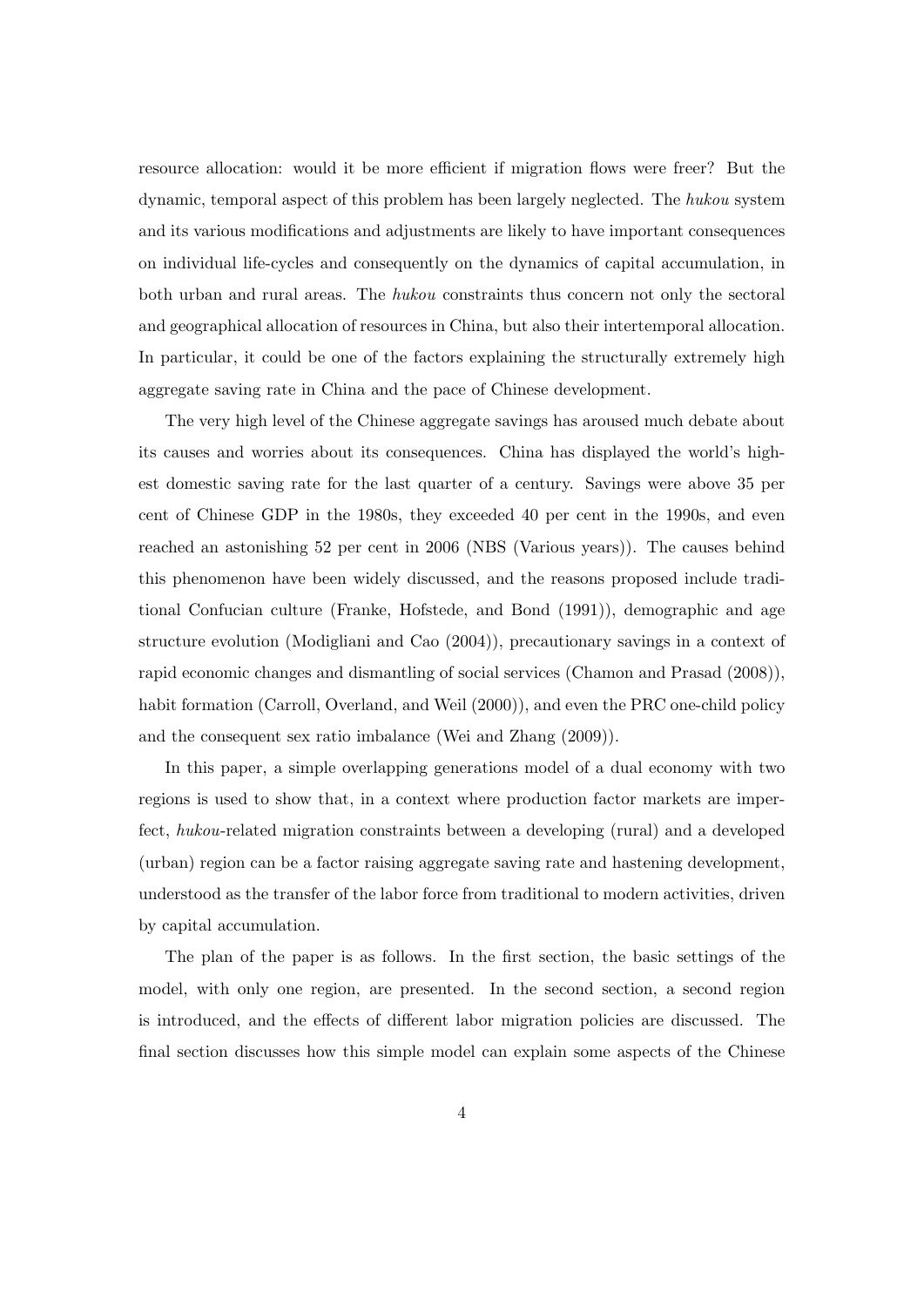resource allocation: would it be more efficient if migration flows were freer? But the dynamic, temporal aspect of this problem has been largely neglected. The *hukou* system and its various modifications and adjustments are likely to have important consequences on individual life-cycles and consequently on the dynamics of capital accumulation, in both urban and rural areas. The *hukou* constraints thus concern not only the sectoral and geographical allocation of resources in China, but also their intertemporal allocation. In particular, it could be one of the factors explaining the structurally extremely high aggregate saving rate in China and the pace of Chinese development.

The very high level of the Chinese aggregate savings has aroused much debate about its causes and worries about its consequences. China has displayed the world's highest domestic saving rate for the last quarter of a century. Savings were above 35 per cent of Chinese GDP in the 1980s, they exceeded 40 per cent in the 1990s, and even reached an astonishing 52 per cent in 2006 (NBS (Various years)). The causes behind this phenomenon have been widely discussed, and the reasons proposed include traditional Confucian culture (Franke, Hofstede, and Bond (1991)), demographic and age structure evolution (Modigliani and Cao (2004)), precautionary savings in a context of rapid economic changes and dismantling of social services (Chamon and Prasad (2008)), habit formation (Carroll, Overland, and Weil (2000)), and even the PRC one-child policy and the consequent sex ratio imbalance (Wei and Zhang (2009)).

In this paper, a simple overlapping generations model of a dual economy with two regions is used to show that, in a context where production factor markets are imperfect, *hukou*-related migration constraints between a developing (rural) and a developed (urban) region can be a factor raising aggregate saving rate and hastening development, understood as the transfer of the labor force from traditional to modern activities, driven by capital accumulation.

The plan of the paper is as follows. In the first section, the basic settings of the model, with only one region, are presented. In the second section, a second region is introduced, and the effects of different labor migration policies are discussed. The final section discusses how this simple model can explain some aspects of the Chinese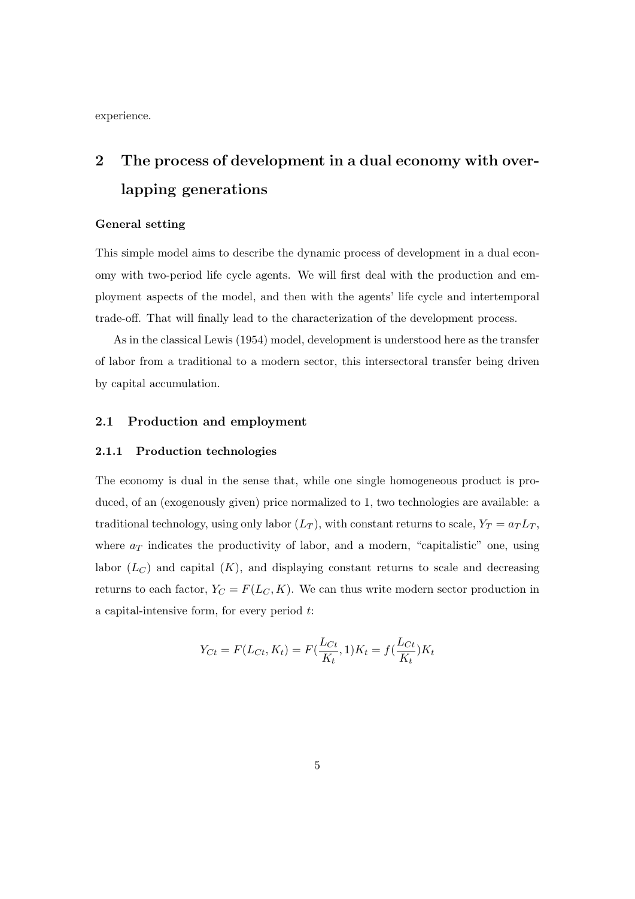experience.

# 2 The process of development in a dual economy with overlapping generations

**General setting**

This simple model aims to describe the dynamic process of development in a dual economy with two-period life cycle agents. We will first deal with the production and employment aspects of the model, and then with the agents' life cycle and intertemporal trade-off. That will finally lead to the characterization of the development process.

As in the classical Lewis (1954) model, development is understood here as the transfer of labor from a traditional to a modern sector, this intersectoral transfer being driven by capital accumulation.

## 2.1 Production and employment

### 2.1.1 Production technologies

The economy is dual in the sense that, while one single homogeneous product is produced, of an (exogenously given) price normalized to 1, two technologies are available: a traditional technology, using only labor ($L_T$), with constant returns to scale, $Y_T = a_T L_T$, where $a_T$ indicates the productivity of labor, and a modern, "capitalistic" one, using labor ($L_C$) and capital ($K$), and displaying constant returns to scale and decreasing returns to each factor, $Y_C = F(L_C, K)$. We can thus write modern sector production in a capital-intensive form, for every period $t$:

$$Y_{Ct} = F(L_{Ct}, K_t) = F(\frac{L_{Ct}}{K_t}, 1)K_t = f(\frac{L_{Ct}}{K_t})K_t$$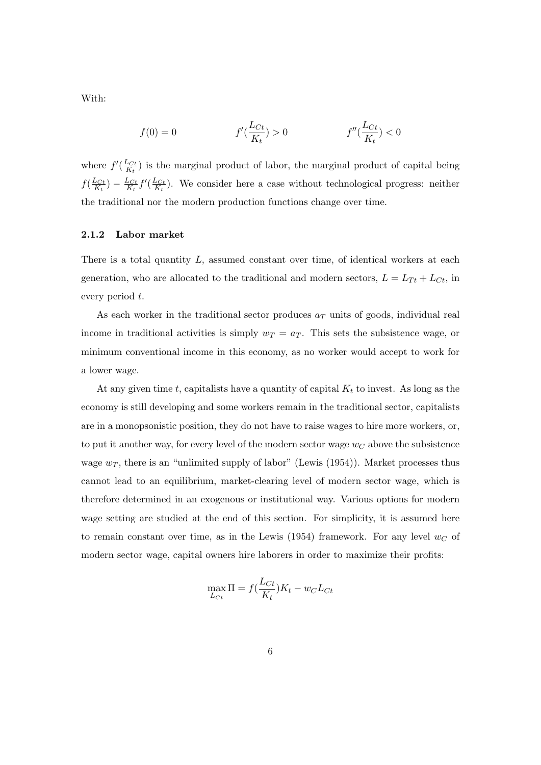With:

$$f(0) = 0 \qquad f'(\frac{L_{Ct}}{K_t}) > 0 \qquad f''(\frac{L_{Ct}}{K_t}) < 0$$

where $f'(\frac{L_{Ct}}{K_t})$ is the marginal product of labor, the marginal product of capital being $f(\frac{L_{Ct}}{K_t}) - \frac{L_{Ct}}{K_t} f'(\frac{L_{Ct}}{K_t})$. We consider here a case without technological progress: neither the traditional nor the modern production functions change over time.

### 2.1.2 Labor market

There is a total quantity $L$, assumed constant over time, of identical workers at each generation, who are allocated to the traditional and modern sectors, $L = L_{Tt} + L_{Ct}$, in every period $t$.

As each worker in the traditional sector produces $a_T$ units of goods, individual real income in traditional activities is simply $w_T = a_T$. This sets the subsistence wage, or minimum conventional income in this economy, as no worker would accept to work for a lower wage.

At any given time $t$, capitalists have a quantity of capital $K_t$ to invest. As long as the economy is still developing and some workers remain in the traditional sector, capitalists are in a monopsonistic position, they do not have to raise wages to hire more workers, or, to put it another way, for every level of the modern sector wage $w_C$ above the subsistence wage $w_T$, there is an "unlimited supply of labor" (Lewis (1954)). Market processes thus cannot lead to an equilibrium, market-clearing level of modern sector wage, which is therefore determined in an exogenous or institutional way. Various options for modern wage setting are studied at the end of this section. For simplicity, it is assumed here to remain constant over time, as in the Lewis (1954) framework. For any level $w_C$ of modern sector wage, capital owners hire laborers in order to maximize their profits:

$$\max_{L_{Ct}} \Pi = f(\frac{L_{Ct}}{K_t})K_t - w_C L_{Ct}$$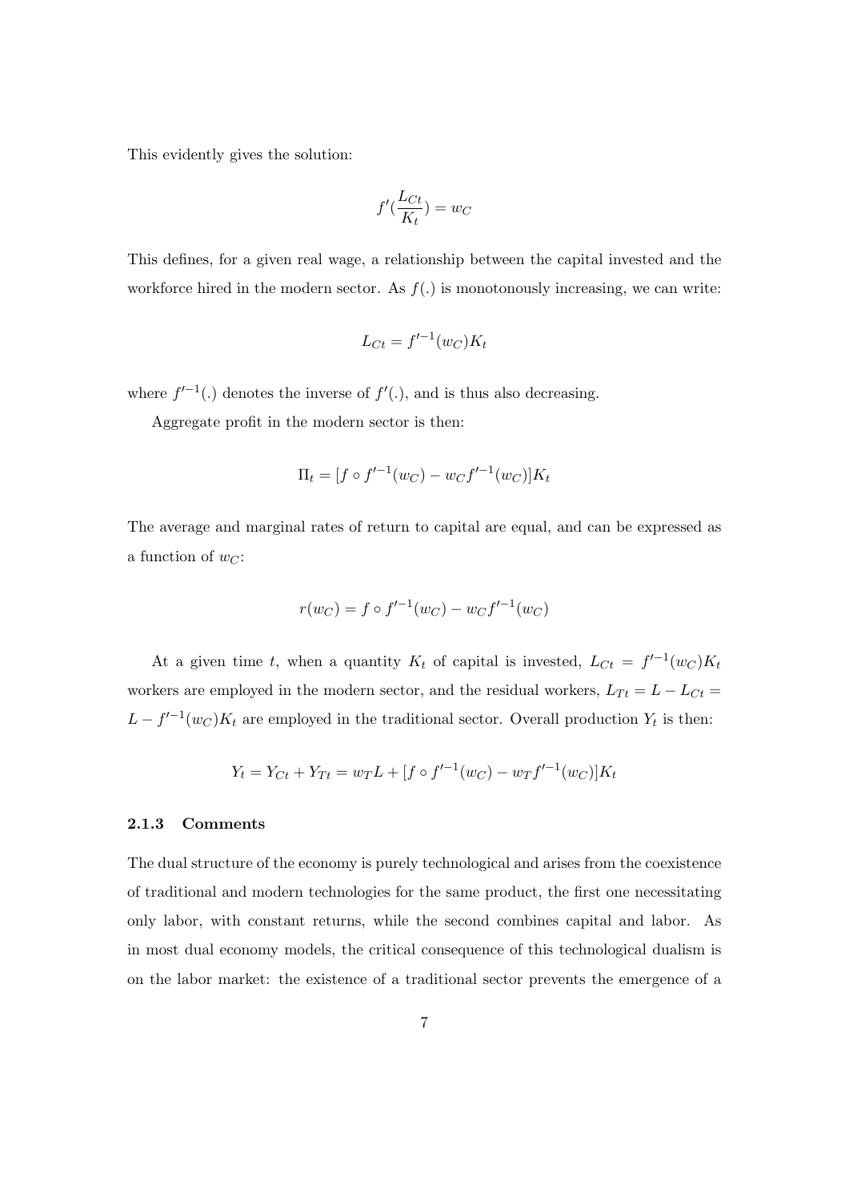This evidently gives the solution:

$$f'(\frac{L_{Ct}}{K_t}) = w_C$$

This defines, for a given real wage, a relationship between the capital invested and the workforce hired in the modern sector. As $f(.)$ is monotonously increasing, we can write:

$$L_{Ct} = f'^{-1}(w_C)K_t$$

where $f'^{-1}(.)$ denotes the inverse of $f'(.)$, and is thus also decreasing.

Aggregate profit in the modern sector is then:

$$\Pi_t = [f \circ f'^{-1}(w_C) - w_C f'^{-1}(w_C)]K_t$$

The average and marginal rates of return to capital are equal, and can be expressed as a function of $w_C$:

$$r(w_C) = f \circ f'^{-1}(w_C) - w_C f'^{-1}(w_C)$$

At a given time $t$, when a quantity $K_t$ of capital is invested, $L_{Ct} = f'^{-1}(w_C)K_t$ workers are employed in the modern sector, and the residual workers, $L_{Tt} = L - L_{Ct} = L - f'^{-1}(w_C)K_t$ are employed in the traditional sector. Overall production $Y_t$ is then:

$$Y_t = Y_{Ct} + Y_{Tt} = w_T L + [f \circ f'^{-1}(w_C) - w_T f'^{-1}(w_C)]K_t$$

### 2.1.3 Comments

The dual structure of the economy is purely technological and arises from the coexistence of traditional and modern technologies for the same product, the first one necessitating only labor, with constant returns, while the second combines capital and labor. As in most dual economy models, the critical consequence of this technological dualism is on the labor market: the existence of a traditional sector prevents the emergence of a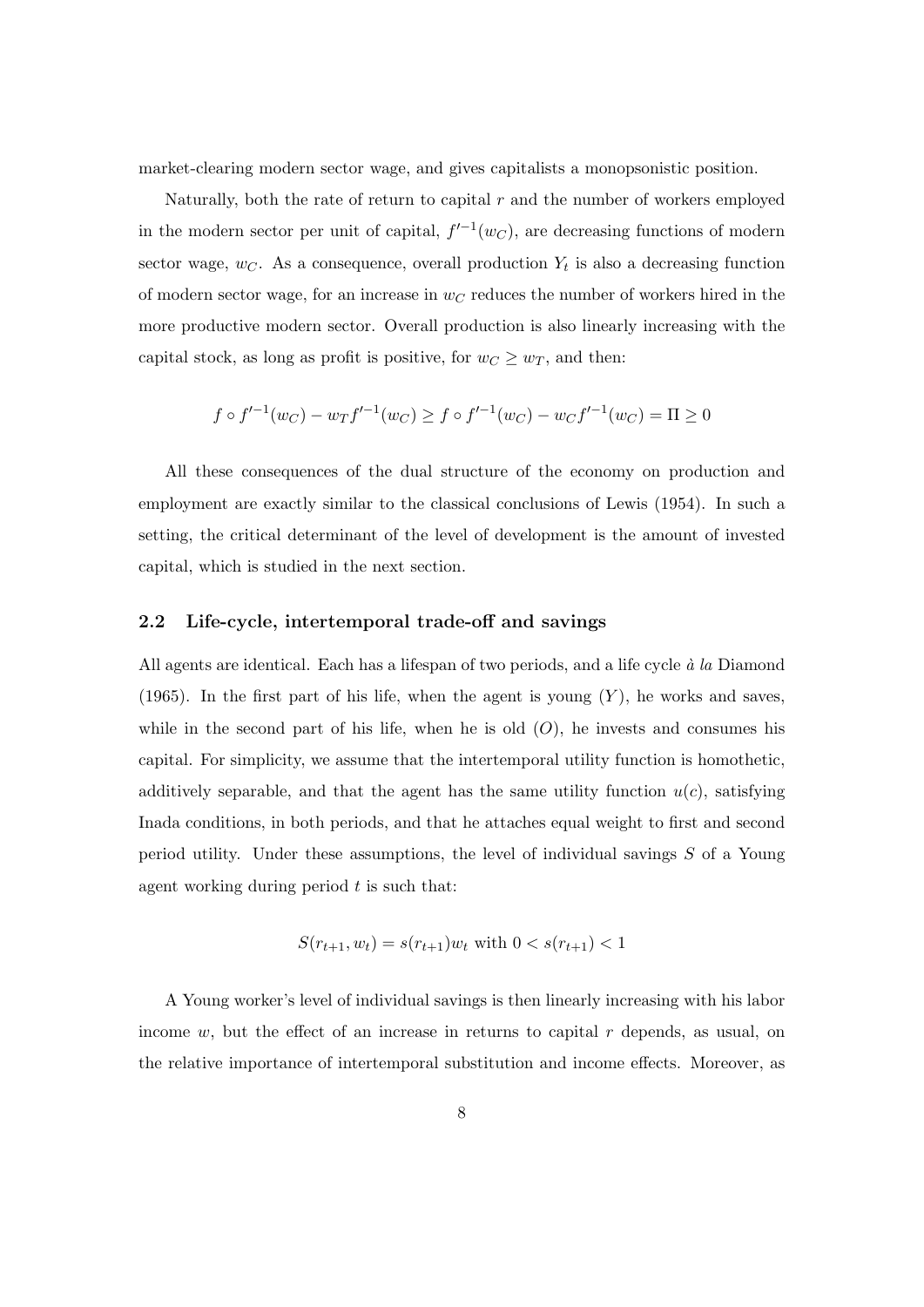market-clearing modern sector wage, and gives capitalists a monopsonistic position.

Naturally, both the rate of return to capital $r$ and the number of workers employed in the modern sector per unit of capital, $f'^{-1}(w_C)$, are decreasing functions of modern sector wage, $w_C$. As a consequence, overall production $Y_t$ is also a decreasing function of modern sector wage, for an increase in $w_C$ reduces the number of workers hired in the more productive modern sector. Overall production is also linearly increasing with the capital stock, as long as profit is positive, for $w_C \geq w_T$, and then:

$$f \circ f'^{-1}(w_C) - w_T f'^{-1}(w_C) \geq f \circ f'^{-1}(w_C) - w_C f'^{-1}(w_C) = \Pi \geq 0$$

All these consequences of the dual structure of the economy on production and employment are exactly similar to the classical conclusions of Lewis (1954). In such a setting, the critical determinant of the level of development is the amount of invested capital, which is studied in the next section.

## 2.2 Life-cycle, intertemporal trade-off and savings

All agents are identical. Each has a lifespan of two periods, and a life cycle *à la* Diamond (1965). In the first part of his life, when the agent is young ($Y$), he works and saves, while in the second part of his life, when he is old ($O$), he invests and consumes his capital. For simplicity, we assume that the intertemporal utility function is homothetic, additively separable, and that the agent has the same utility function $u(c)$, satisfying Inada conditions, in both periods, and that he attaches equal weight to first and second period utility. Under these assumptions, the level of individual savings $S$ of a Young agent working during period $t$ is such that:

$$S(r_{t+1}, w_t) = s(r_{t+1})w_t \text{ with } 0 < s(r_{t+1}) < 1$$

A Young worker's level of individual savings is then linearly increasing with his labor income $w$, but the effect of an increase in returns to capital $r$ depends, as usual, on the relative importance of intertemporal substitution and income effects. Moreover, as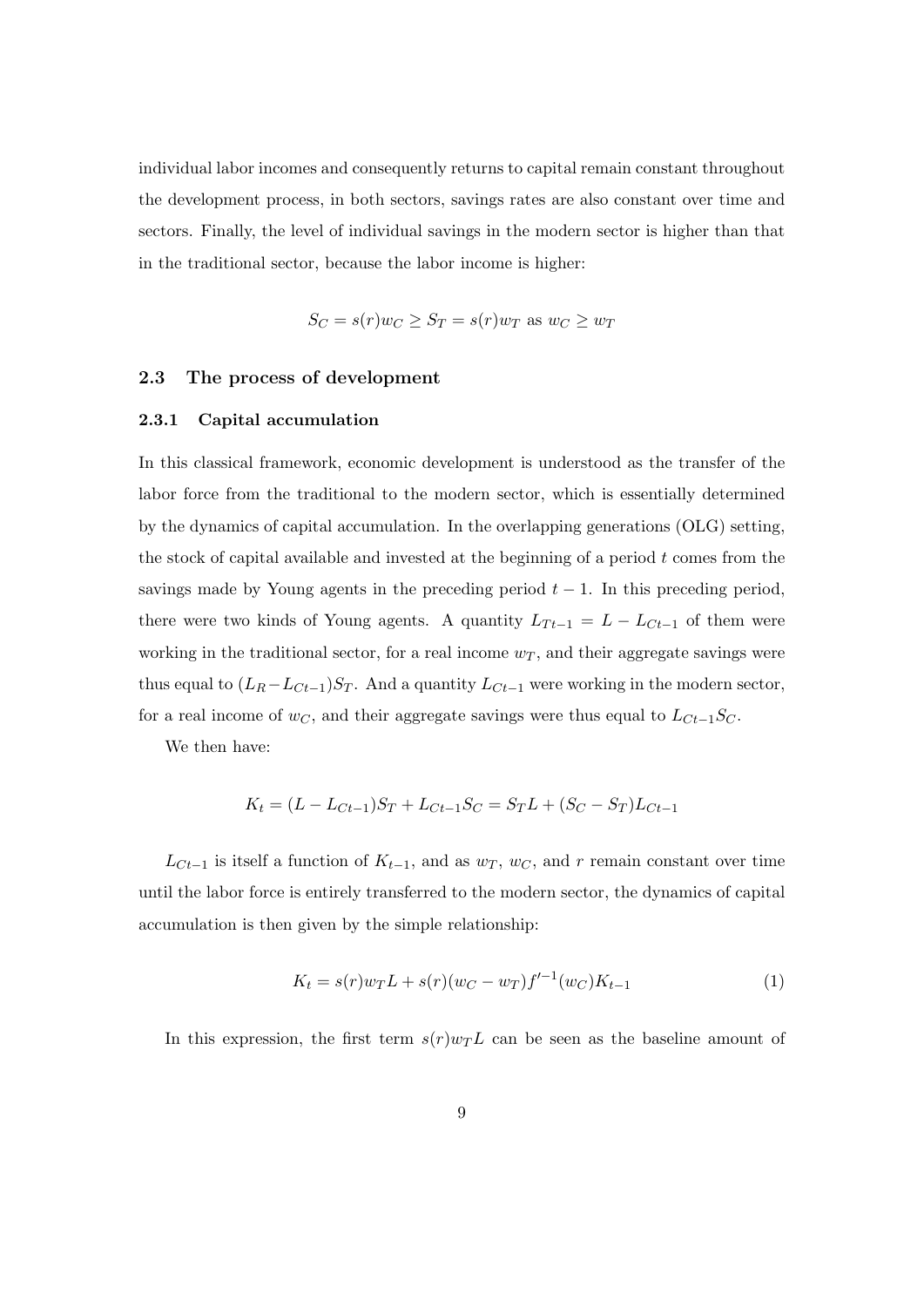individual labor incomes and consequently returns to capital remain constant throughout the development process, in both sectors, savings rates are also constant over time and sectors. Finally, the level of individual savings in the modern sector is higher than that in the traditional sector, because the labor income is higher:

$$S_C = s(r)w_C \geq S_T = s(r)w_T \text{ as } w_C \geq w_T$$

### 2.3 The process of development

#### 2.3.1 Capital accumulation

In this classical framework, economic development is understood as the transfer of the labor force from the traditional to the modern sector, which is essentially determined by the dynamics of capital accumulation. In the overlapping generations (OLG) setting, the stock of capital available and invested at the beginning of a period $t$ comes from the savings made by Young agents in the preceding period $t-1$. In this preceding period, there were two kinds of Young agents. A quantity $L_{Tt-1} = L - L_{Ct-1}$ of them were working in the traditional sector, for a real income $w_T$, and their aggregate savings were thus equal to $(L_R - L_{Ct-1})S_T$. And a quantity $L_{Ct-1}$ were working in the modern sector, for a real income of $w_C$, and their aggregate savings were thus equal to $L_{Ct-1}S_C$.

We then have:

$$K_t = (L - L_{Ct-1})S_T + L_{Ct-1}S_C = S_T L + (S_C - S_T)L_{Ct-1}$$

$L_{Ct-1}$ is itself a function of $K_{t-1}$, and as $w_T$, $w_C$, and $r$ remain constant over time until the labor force is entirely transferred to the modern sector, the dynamics of capital accumulation is then given by the simple relationship:

$$K_t = s(r)w_T L + s(r)(w_C - w_T)f'^{-1}(w_C)K_{t-1} \tag{1}$$

In this expression, the first term $s(r)w_T L$ can be seen as the baseline amount of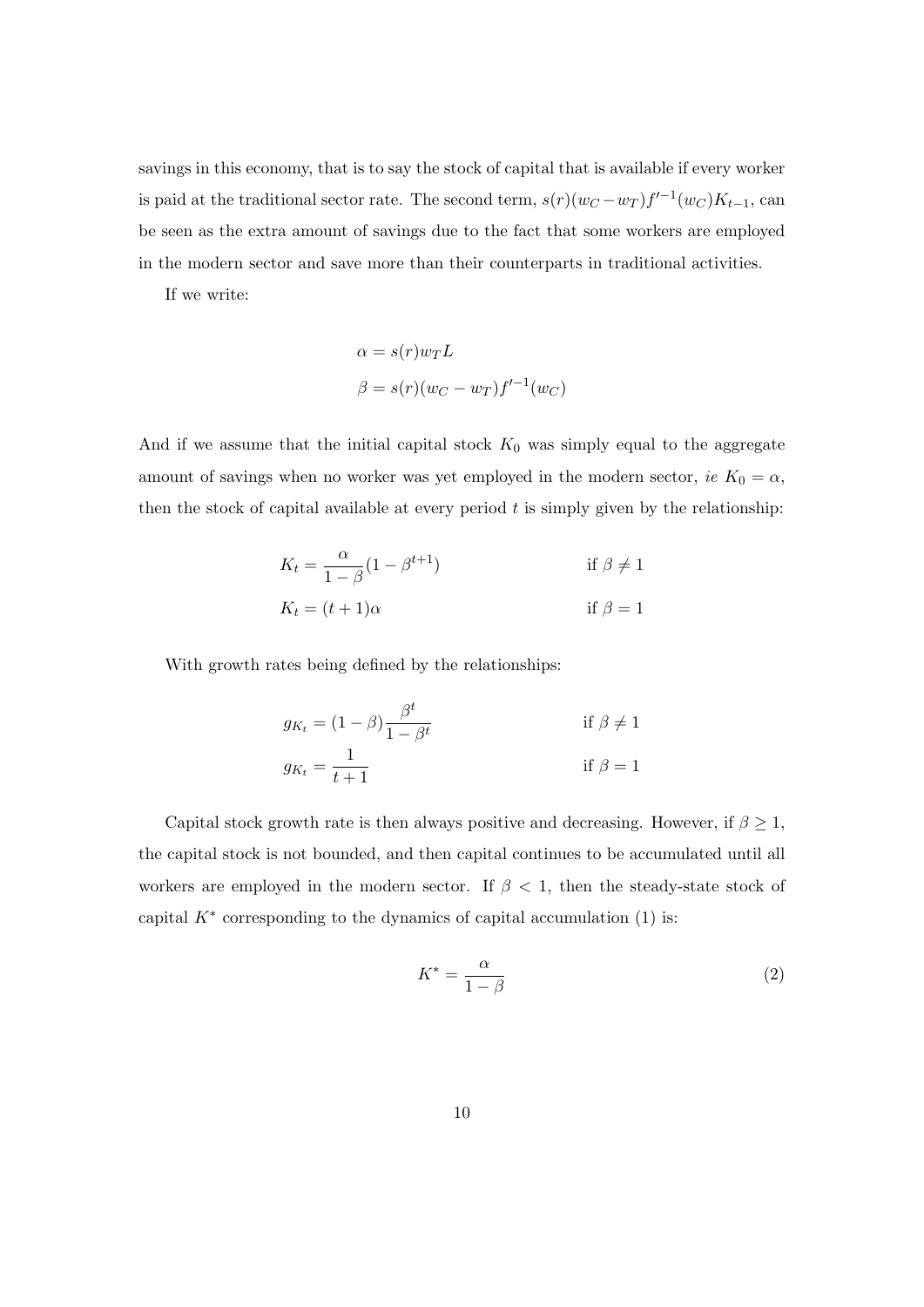savings in this economy, that is to say the stock of capital that is available if every worker is paid at the traditional sector rate. The second term, $s(r)(w_C - w_T)f'^{-1}(w_C)K_{t-1}$, can be seen as the extra amount of savings due to the fact that some workers are employed in the modern sector and save more than their counterparts in traditional activities.

If we write:

$$\alpha = s(r)w_T L$$

$$\beta = s(r)(w_C - w_T)f'^{-1}(w_C)$$

And if we assume that the initial capital stock $K_0$ was simply equal to the aggregate amount of savings when no worker was yet employed in the modern sector, *ie* $K_0 = \alpha$, then the stock of capital available at every period $t$ is simply given by the relationship:

$$K_t = \frac{\alpha}{1-\beta}(1 - \beta^{t+1}) \qquad \text{if } \beta \neq 1$$

$$K_t = (t+1)\alpha \qquad \text{if } \beta = 1$$

With growth rates being defined by the relationships:

$$g_{K_t} = (1-\beta)\frac{\beta^t}{1-\beta^t} \qquad \text{if } \beta \neq 1$$

$$g_{K_t} = \frac{1}{t+1} \qquad \text{if } \beta = 1$$

Capital stock growth rate is then always positive and decreasing. However, if $\beta \geq 1$, the capital stock is not bounded, and then capital continues to be accumulated until all workers are employed in the modern sector. If $\beta < 1$, then the steady-state stock of capital $K^*$ corresponding to the dynamics of capital accumulation (1) is:

$$K^* = \frac{\alpha}{1-\beta} \tag{2}$$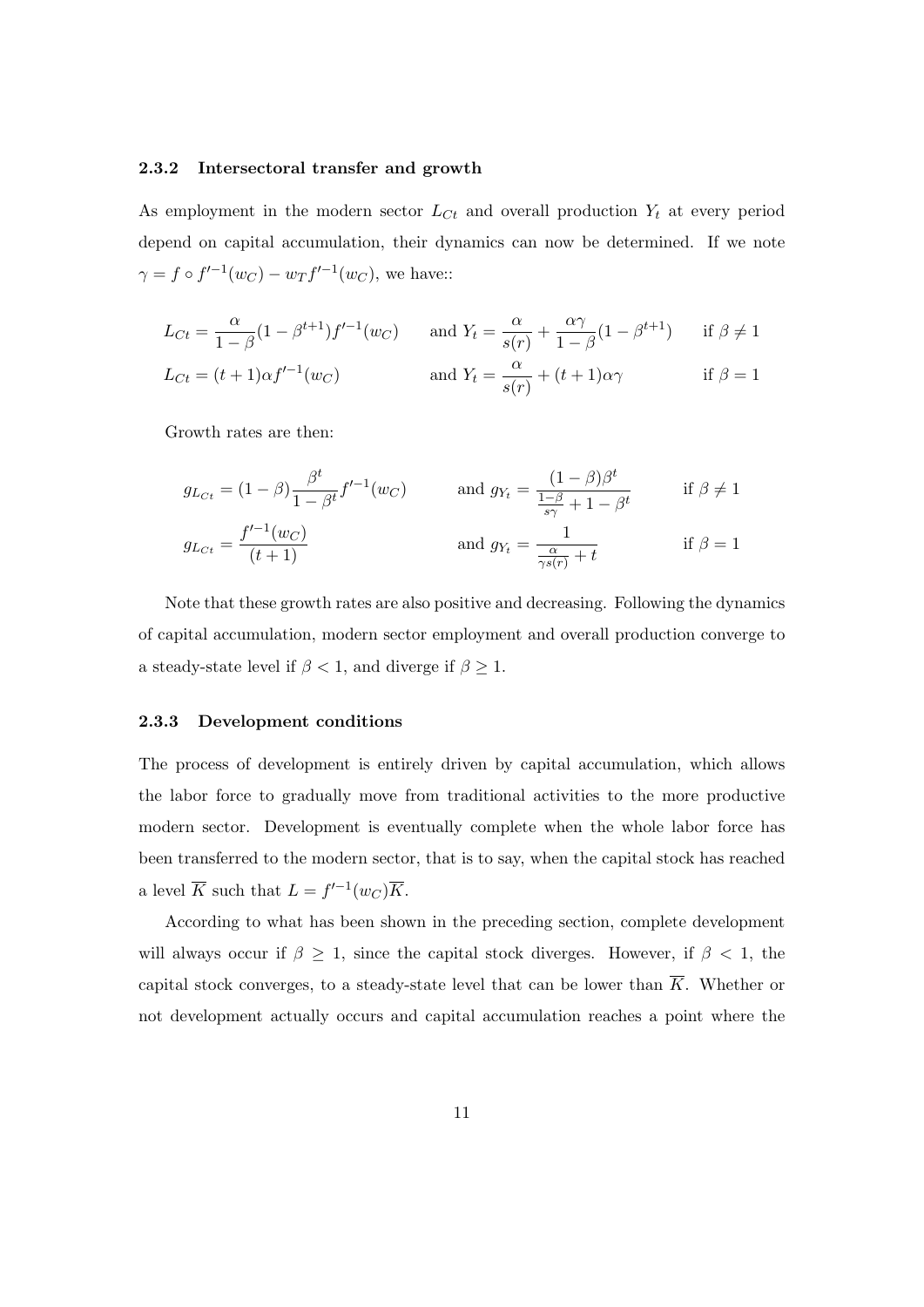### 2.3.2 Intersectoral transfer and growth

As employment in the modern sector $L_{Ct}$ and overall production $Y_t$ at every period depend on capital accumulation, their dynamics can now be determined. If we note $\gamma = f \circ f'^{-1}(w_C) - w_T f'^{-1}(w_C)$, we have::

$$
\begin{aligned}
L_{Ct} &= \frac{\alpha}{1-\beta}(1-\beta^{t+1})f'^{-1}(w_C) && \text{and } Y_t = \frac{\alpha}{s(r)} + \frac{\alpha\gamma}{1-\beta}(1-\beta^{t+1}) && \text{if } \beta \neq 1 \\
L_{Ct} &= (t+1)\alpha f'^{-1}(w_C) && \text{and } Y_t = \frac{\alpha}{s(r)} + (t+1)\alpha\gamma && \text{if } \beta = 1
\end{aligned}
$$

Growth rates are then:

$$
\begin{aligned}
g_{L_{Ct}} &= (1-\beta)\frac{\beta^t}{1-\beta^t}f'^{-1}(w_C) && \text{and } g_{Y_t} = \frac{(1-\beta)\beta^t}{\frac{1-\beta}{s\gamma} + 1 - \beta^t} && \text{if } \beta \neq 1 \\
g_{L_{Ct}} &= \frac{f'^{-1}(w_C)}{(t+1)} && \text{and } g_{Y_t} = \frac{1}{\frac{\alpha}{\gamma s(r)} + t} && \text{if } \beta = 1
\end{aligned}
$$

Note that these growth rates are also positive and decreasing. Following the dynamics of capital accumulation, modern sector employment and overall production converge to a steady-state level if $\beta < 1$, and diverge if $\beta \geq 1$.

### 2.3.3 Development conditions

The process of development is entirely driven by capital accumulation, which allows the labor force to gradually move from traditional activities to the more productive modern sector. Development is eventually complete when the whole labor force has been transferred to the modern sector, that is to say, when the capital stock has reached a level $\overline{K}$ such that $L = f'^{-1}(w_C)\overline{K}$.

According to what has been shown in the preceding section, complete development will always occur if $\beta \geq 1$, since the capital stock diverges. However, if $\beta < 1$, the capital stock converges, to a steady-state level that can be lower than $\overline{K}$. Whether or not development actually occurs and capital accumulation reaches a point where the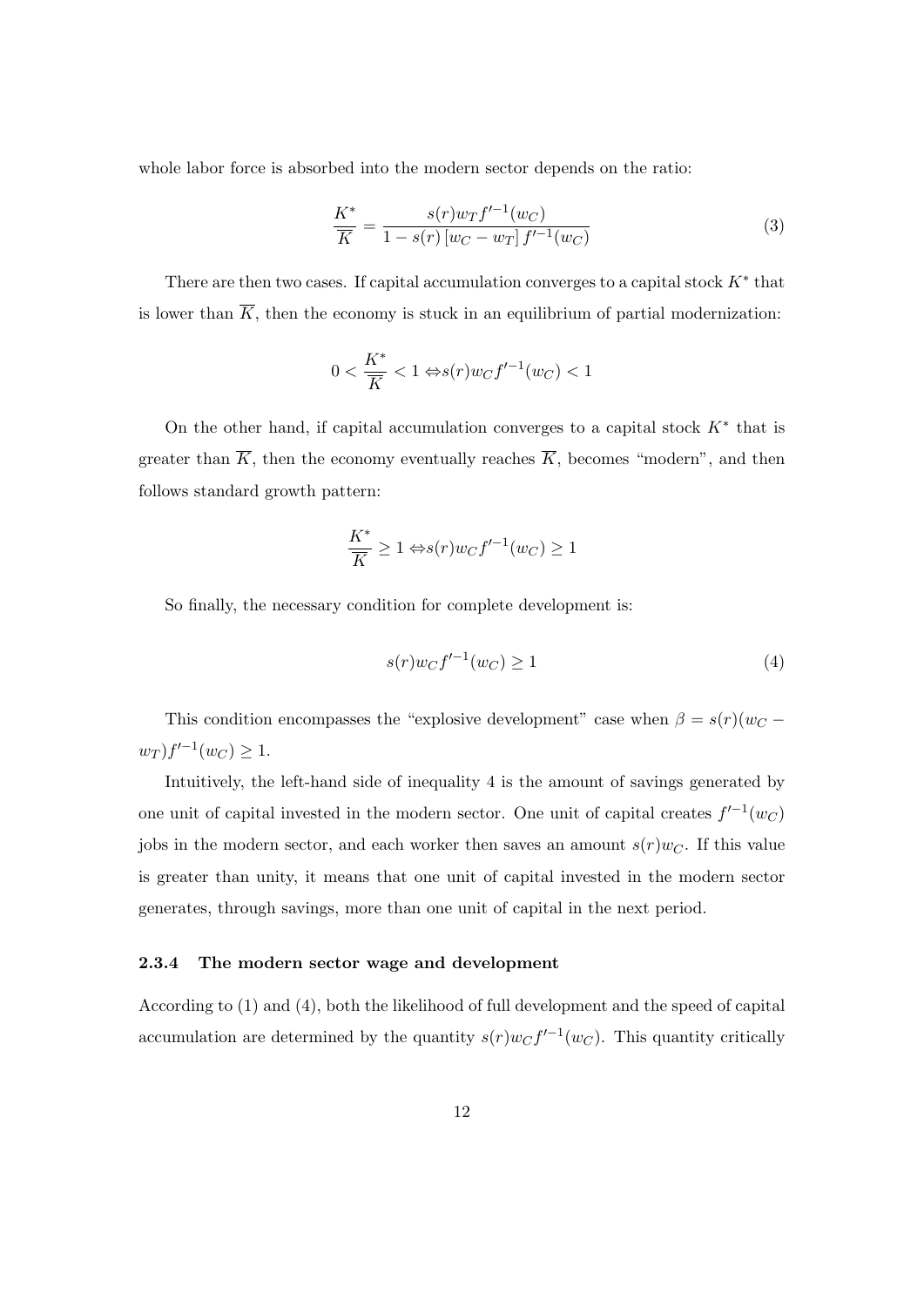whole labor force is absorbed into the modern sector depends on the ratio:

$$\frac{K^*}{\overline{K}} = \frac{s(r)w_T f'^{-1}(w_C)}{1 - s(r)\left[w_C - w_T\right] f'^{-1}(w_C)} \tag{3}$$

There are then two cases. If capital accumulation converges to a capital stock $K^*$ that is lower than $\overline{K}$, then the economy is stuck in an equilibrium of partial modernization:

$$0 < \frac{K^*}{\overline{K}} < 1 \Leftrightarrow s(r)w_C f'^{-1}(w_C) < 1$$

On the other hand, if capital accumulation converges to a capital stock $K^*$ that is greater than $\overline{K}$, then the economy eventually reaches $\overline{K}$, becomes "modern", and then follows standard growth pattern:

$$\frac{K^*}{\overline{K}} \geq 1 \Leftrightarrow s(r)w_C f'^{-1}(w_C) \geq 1$$

So finally, the necessary condition for complete development is:

$$s(r)w_C f'^{-1}(w_C) \geq 1 \tag{4}$$

This condition encompasses the "explosive development" case when $\beta = s(r)(w_C - w_T)f'^{-1}(w_C) \geq 1$.

Intuitively, the left-hand side of inequality 4 is the amount of savings generated by one unit of capital invested in the modern sector. One unit of capital creates $f'^{-1}(w_C)$ jobs in the modern sector, and each worker then saves an amount $s(r)w_C$. If this value is greater than unity, it means that one unit of capital invested in the modern sector generates, through savings, more than one unit of capital in the next period.

#### 2.3.4 The modern sector wage and development

According to (1) and (4), both the likelihood of full development and the speed of capital accumulation are determined by the quantity $s(r)w_C f'^{-1}(w_C)$. This quantity critically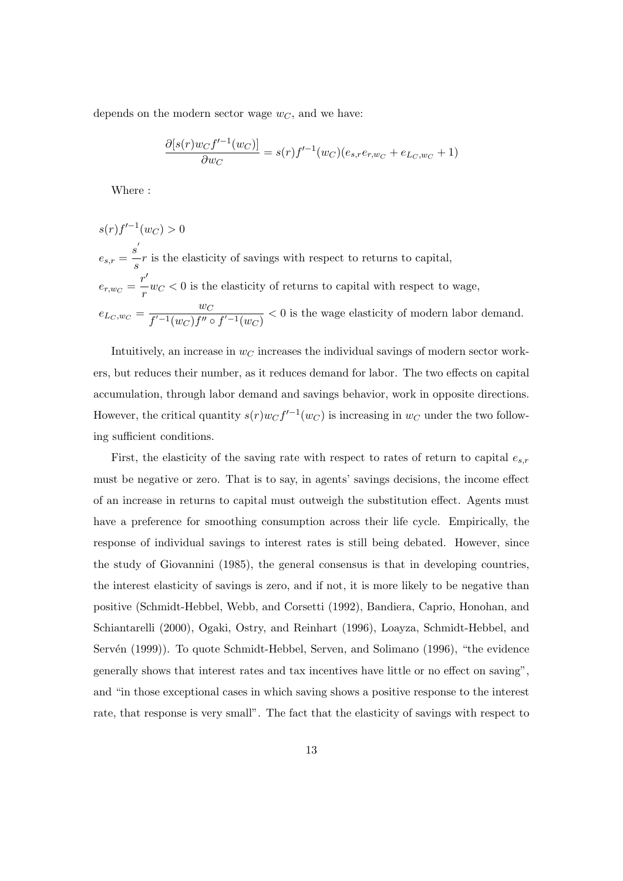depends on the modern sector wage $w_C$, and we have:

$$\frac{\partial[s(r)w_C f'^{-1}(w_C)]}{\partial w_C} = s(r)f'^{-1}(w_C)(e_{s,r}e_{r,w_C} + e_{L_C,w_C} + 1)$$

Where :

$s(r)f'^{-1}(w_C) > 0$

$e_{s,r} = \dfrac{s^{'}}{s}r$ is the elasticity of savings with respect to returns to capital,

$e_{r,w_C} = \dfrac{r'}{r}w_C < 0$ is the elasticity of returns to capital with respect to wage,

$e_{L_C,w_C} = \dfrac{w_C}{f'^{-1}(w_C)f'' \circ f'^{-1}(w_C)} < 0$ is the wage elasticity of modern labor demand.

Intuitively, an increase in $w_C$ increases the individual savings of modern sector workers, but reduces their number, as it reduces demand for labor. The two effects on capital accumulation, through labor demand and savings behavior, work in opposite directions. However, the critical quantity $s(r)w_C f'^{-1}(w_C)$ is increasing in $w_C$ under the two following sufficient conditions.

First, the elasticity of the saving rate with respect to rates of return to capital $e_{s,r}$ must be negative or zero. That is to say, in agents' savings decisions, the income effect of an increase in returns to capital must outweigh the substitution effect. Agents must have a preference for smoothing consumption across their life cycle. Empirically, the response of individual savings to interest rates is still being debated. However, since the study of Giovannini (1985), the general consensus is that in developing countries, the interest elasticity of savings is zero, and if not, it is more likely to be negative than positive (Schmidt-Hebbel, Webb, and Corsetti (1992), Bandiera, Caprio, Honohan, and Schiantarelli (2000), Ogaki, Ostry, and Reinhart (1996), Loayza, Schmidt-Hebbel, and Servén (1999)). To quote Schmidt-Hebbel, Serven, and Solimano (1996), "the evidence generally shows that interest rates and tax incentives have little or no effect on saving", and "in those exceptional cases in which saving shows a positive response to the interest rate, that response is very small". The fact that the elasticity of savings with respect to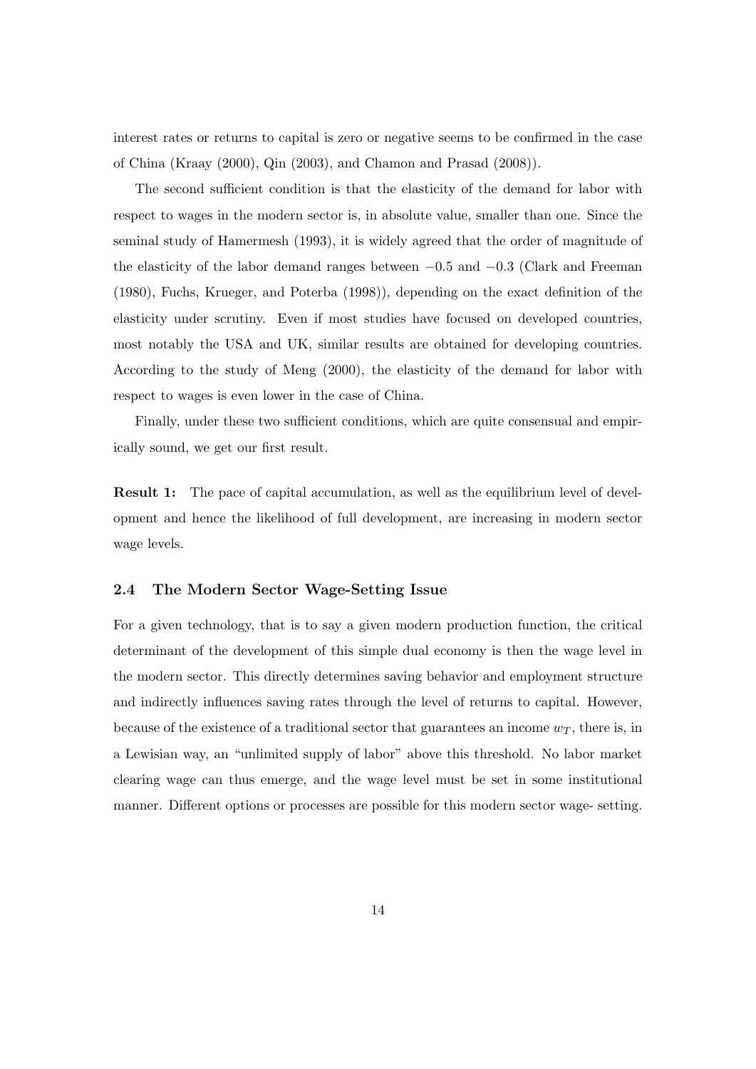interest rates or returns to capital is zero or negative seems to be confirmed in the case of China (Kraay (2000), Qin (2003), and Chamon and Prasad (2008)).

The second sufficient condition is that the elasticity of the demand for labor with respect to wages in the modern sector is, in absolute value, smaller than one. Since the seminal study of Hamermesh (1993), it is widely agreed that the order of magnitude of the elasticity of the labor demand ranges between $-0.5$ and $-0.3$ (Clark and Freeman (1980), Fuchs, Krueger, and Poterba (1998)), depending on the exact definition of the elasticity under scrutiny. Even if most studies have focused on developed countries, most notably the USA and UK, similar results are obtained for developing countries. According to the study of Meng (2000), the elasticity of the demand for labor with respect to wages is even lower in the case of China.

Finally, under these two sufficient conditions, which are quite consensual and empirically sound, we get our first result.

**Result 1:** The pace of capital accumulation, as well as the equilibrium level of development and hence the likelihood of full development, are increasing in modern sector wage levels.

### 2.4 The Modern Sector Wage-Setting Issue

For a given technology, that is to say a given modern production function, the critical determinant of the development of this simple dual economy is then the wage level in the modern sector. This directly determines saving behavior and employment structure and indirectly influences saving rates through the level of returns to capital. However, because of the existence of a traditional sector that guarantees an income $w_T$, there is, in a Lewisian way, an "unlimited supply of labor" above this threshold. No labor market clearing wage can thus emerge, and the wage level must be set in some institutional manner. Different options or processes are possible for this modern sector wage- setting.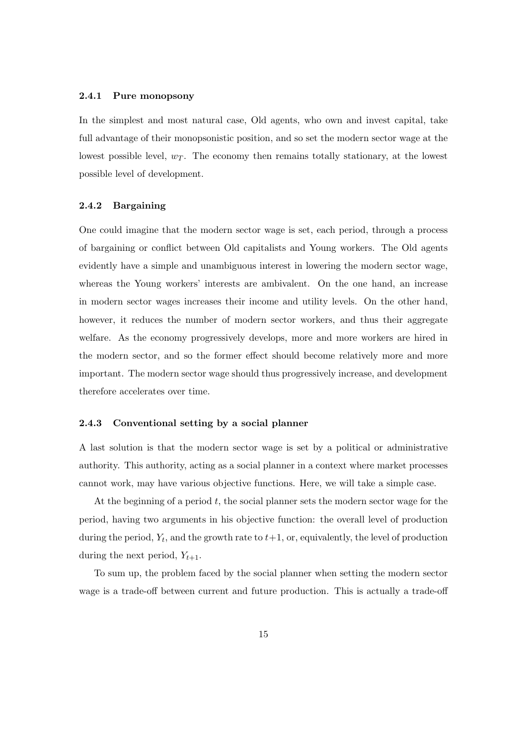#### 2.4.1 Pure monopsony

In the simplest and most natural case, Old agents, who own and invest capital, take full advantage of their monopsonistic position, and so set the modern sector wage at the lowest possible level, $w_T$. The economy then remains totally stationary, at the lowest possible level of development.

#### 2.4.2 Bargaining

One could imagine that the modern sector wage is set, each period, through a process of bargaining or conflict between Old capitalists and Young workers. The Old agents evidently have a simple and unambiguous interest in lowering the modern sector wage, whereas the Young workers' interests are ambivalent. On the one hand, an increase in modern sector wages increases their income and utility levels. On the other hand, however, it reduces the number of modern sector workers, and thus their aggregate welfare. As the economy progressively develops, more and more workers are hired in the modern sector, and so the former effect should become relatively more and more important. The modern sector wage should thus progressively increase, and development therefore accelerates over time.

#### 2.4.3 Conventional setting by a social planner

A last solution is that the modern sector wage is set by a political or administrative authority. This authority, acting as a social planner in a context where market processes cannot work, may have various objective functions. Here, we will take a simple case.

At the beginning of a period $t$, the social planner sets the modern sector wage for the period, having two arguments in his objective function: the overall level of production during the period, $Y_t$, and the growth rate to $t+1$, or, equivalently, the level of production during the next period, $Y_{t+1}$.

To sum up, the problem faced by the social planner when setting the modern sector wage is a trade-off between current and future production. This is actually a trade-off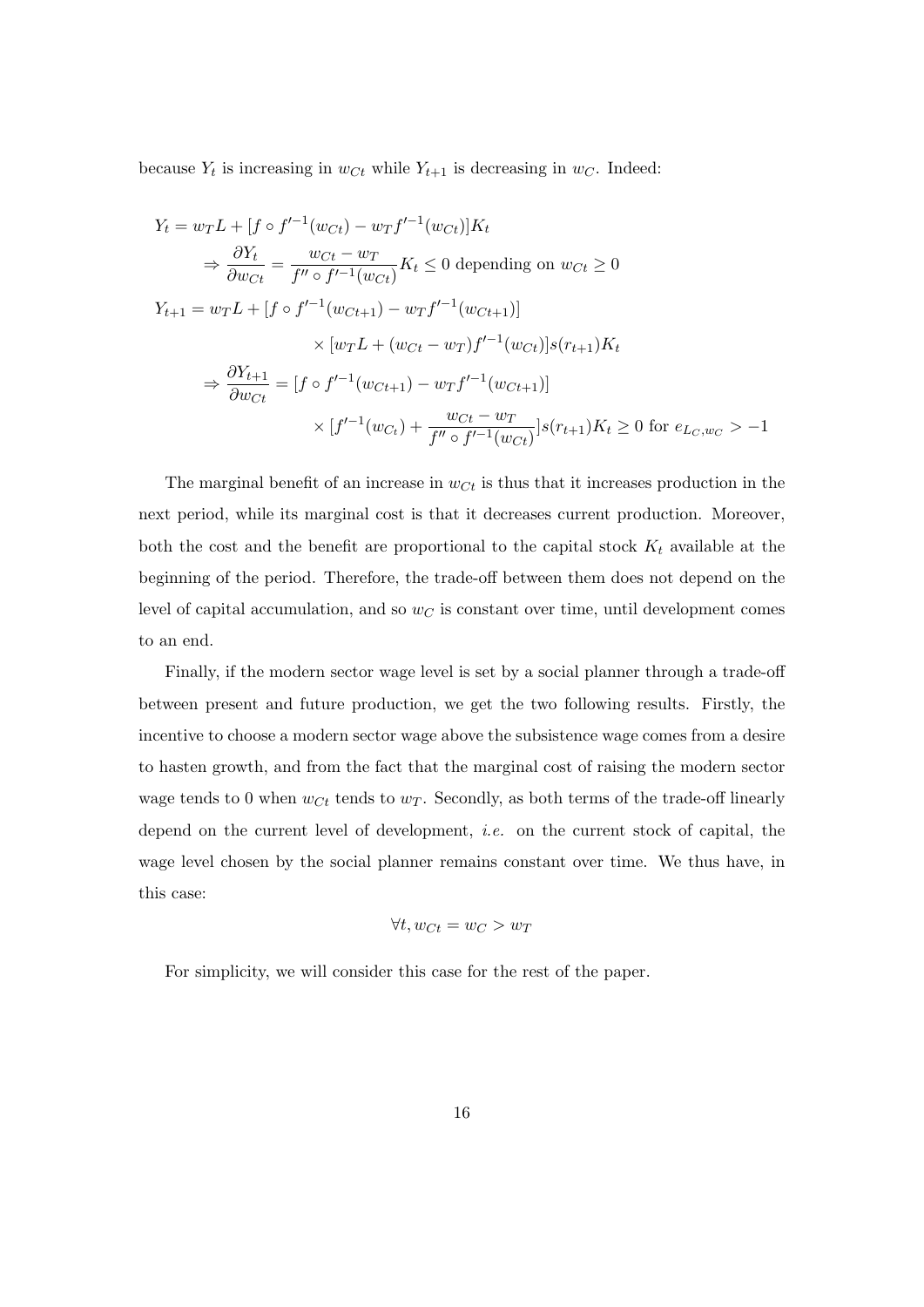because $Y_t$ is increasing in $w_{Ct}$ while $Y_{t+1}$ is decreasing in $w_C$. Indeed:

$$
\begin{aligned}
Y_t &= w_T L + [f \circ f'^{-1}(w_{Ct}) - w_T f'^{-1}(w_{Ct})] K_t \\
&\Rightarrow \frac{\partial Y_t}{\partial w_{Ct}} = \frac{w_{Ct} - w_T}{f'' \circ f'^{-1}(w_{Ct})} K_t \leq 0 \text{ depending on } w_{Ct} \geq 0 \\
Y_{t+1} &= w_T L + [f \circ f'^{-1}(w_{Ct+1}) - w_T f'^{-1}(w_{Ct+1})] \\
&\qquad \times [w_T L + (w_{Ct} - w_T) f'^{-1}(w_{Ct})] s(r_{t+1}) K_t \\
&\Rightarrow \frac{\partial Y_{t+1}}{\partial w_{Ct}} = [f \circ f'^{-1}(w_{Ct+1}) - w_T f'^{-1}(w_{Ct+1})] \\
&\qquad \times [f'^{-1}(w_{Ct}) + \frac{w_{Ct} - w_T}{f'' \circ f'^{-1}(w_{Ct})}] s(r_{t+1}) K_t \geq 0 \text{ for } e_{L_C, w_C} > -1
\end{aligned}
$$

The marginal benefit of an increase in $w_{Ct}$ is thus that it increases production in the next period, while its marginal cost is that it decreases current production. Moreover, both the cost and the benefit are proportional to the capital stock $K_t$ available at the beginning of the period. Therefore, the trade-off between them does not depend on the level of capital accumulation, and so $w_C$ is constant over time, until development comes to an end.

Finally, if the modern sector wage level is set by a social planner through a trade-off between present and future production, we get the two following results. Firstly, the incentive to choose a modern sector wage above the subsistence wage comes from a desire to hasten growth, and from the fact that the marginal cost of raising the modern sector wage tends to 0 when $w_{Ct}$ tends to $w_T$. Secondly, as both terms of the trade-off linearly depend on the current level of development, *i.e.* on the current stock of capital, the wage level chosen by the social planner remains constant over time. We thus have, in this case:

$$\forall t, w_{Ct} = w_C > w_T$$

For simplicity, we will consider this case for the rest of the paper.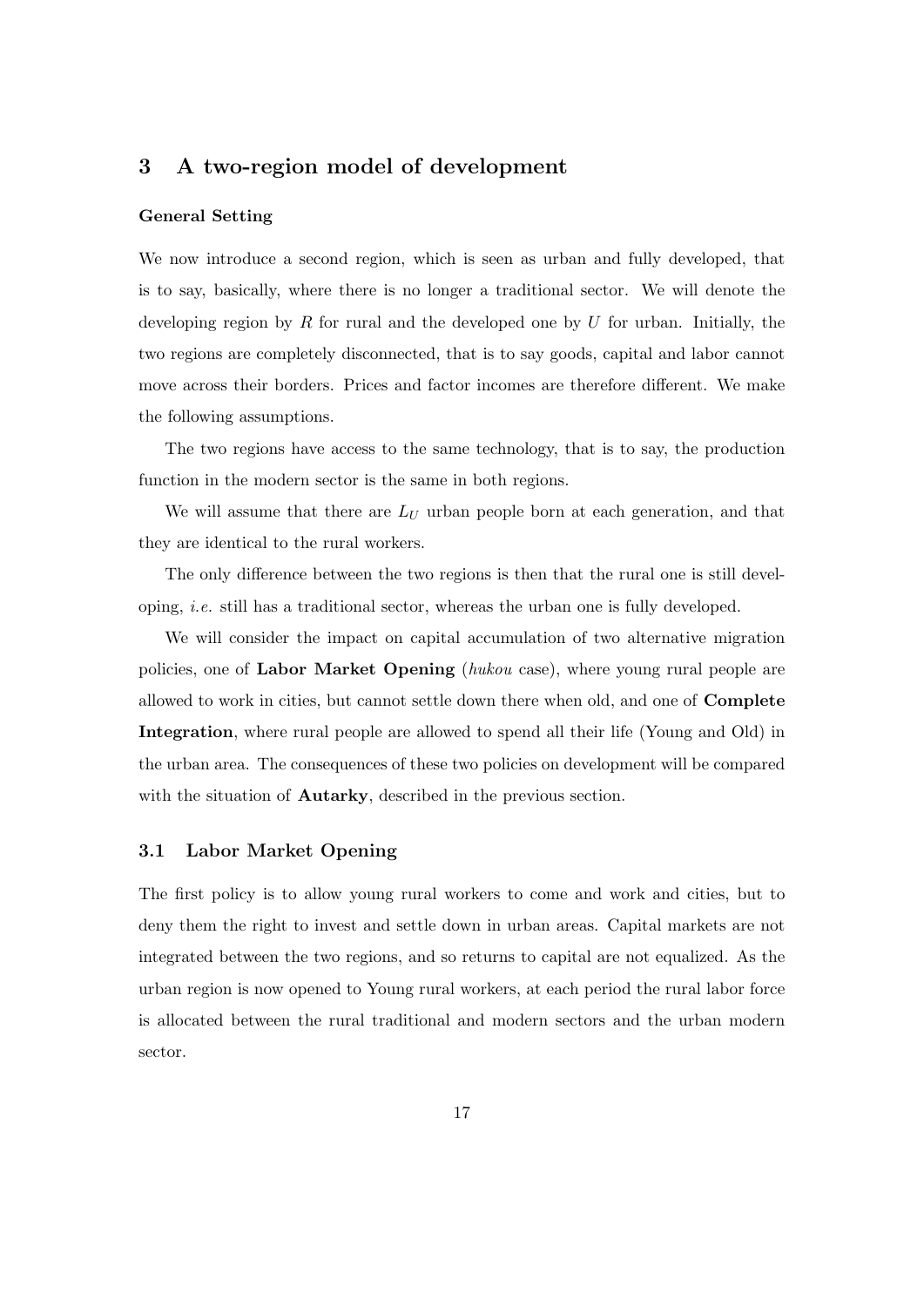# 3 A two-region model of development

**General Setting**

We now introduce a second region, which is seen as urban and fully developed, that is to say, basically, where there is no longer a traditional sector. We will denote the developing region by $R$ for rural and the developed one by $U$ for urban. Initially, the two regions are completely disconnected, that is to say goods, capital and labor cannot move across their borders. Prices and factor incomes are therefore different. We make the following assumptions.

The two regions have access to the same technology, that is to say, the production function in the modern sector is the same in both regions.

We will assume that there are $L_U$ urban people born at each generation, and that they are identical to the rural workers.

The only difference between the two regions is then that the rural one is still developing, *i.e.* still has a traditional sector, whereas the urban one is fully developed.

We will consider the impact on capital accumulation of two alternative migration policies, one of **Labor Market Opening** (*hukou* case), where young rural people are allowed to work in cities, but cannot settle down there when old, and one of **Complete Integration**, where rural people are allowed to spend all their life (Young and Old) in the urban area. The consequences of these two policies on development will be compared with the situation of **Autarky**, described in the previous section.

## 3.1 Labor Market Opening

The first policy is to allow young rural workers to come and work and cities, but to deny them the right to invest and settle down in urban areas. Capital markets are not integrated between the two regions, and so returns to capital are not equalized. As the urban region is now opened to Young rural workers, at each period the rural labor force is allocated between the rural traditional and modern sectors and the urban modern sector.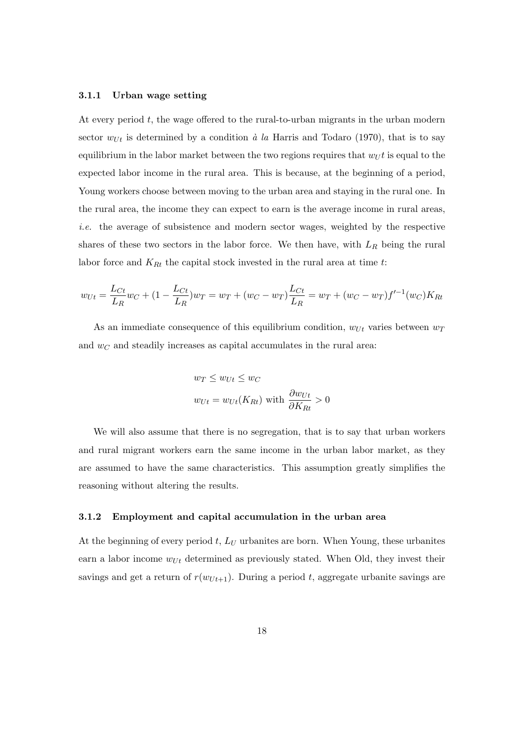### 3.1.1 Urban wage setting

At every period $t$, the wage offered to the rural-to-urban migrants in the urban modern sector $w_{Ut}$ is determined by a condition *à la* Harris and Todaro (1970), that is to say equilibrium in the labor market between the two regions requires that $w_U t$ is equal to the expected labor income in the rural area. This is because, at the beginning of a period, Young workers choose between moving to the urban area and staying in the rural one. In the rural area, the income they can expect to earn is the average income in rural areas, *i.e.* the average of subsistence and modern sector wages, weighted by the respective shares of these two sectors in the labor force. We then have, with $L_R$ being the rural labor force and $K_{Rt}$ the capital stock invested in the rural area at time $t$:

$$w_{Ut} = \frac{L_{Ct}}{L_R} w_C + (1 - \frac{L_{Ct}}{L_R}) w_T = w_T + (w_C - w_T) \frac{L_{Ct}}{L_R} = w_T + (w_C - w_T) f'^{-1}(w_C) K_{Rt}$$

As an immediate consequence of this equilibrium condition, $w_{Ut}$ varies between $w_T$ and $w_C$ and steadily increases as capital accumulates in the rural area:

$$w_T \leq w_{Ut} \leq w_C$$

$$w_{Ut} = w_{Ut}(K_{Rt}) \text{ with } \frac{\partial w_{Ut}}{\partial K_{Rt}} > 0$$

We will also assume that there is no segregation, that is to say that urban workers and rural migrant workers earn the same income in the urban labor market, as they are assumed to have the same characteristics. This assumption greatly simplifies the reasoning without altering the results.

### 3.1.2 Employment and capital accumulation in the urban area

At the beginning of every period $t$, $L_U$ urbanites are born. When Young, these urbanites earn a labor income $w_{Ut}$ determined as previously stated. When Old, they invest their savings and get a return of $r(w_{Ut+1})$. During a period $t$, aggregate urbanite savings are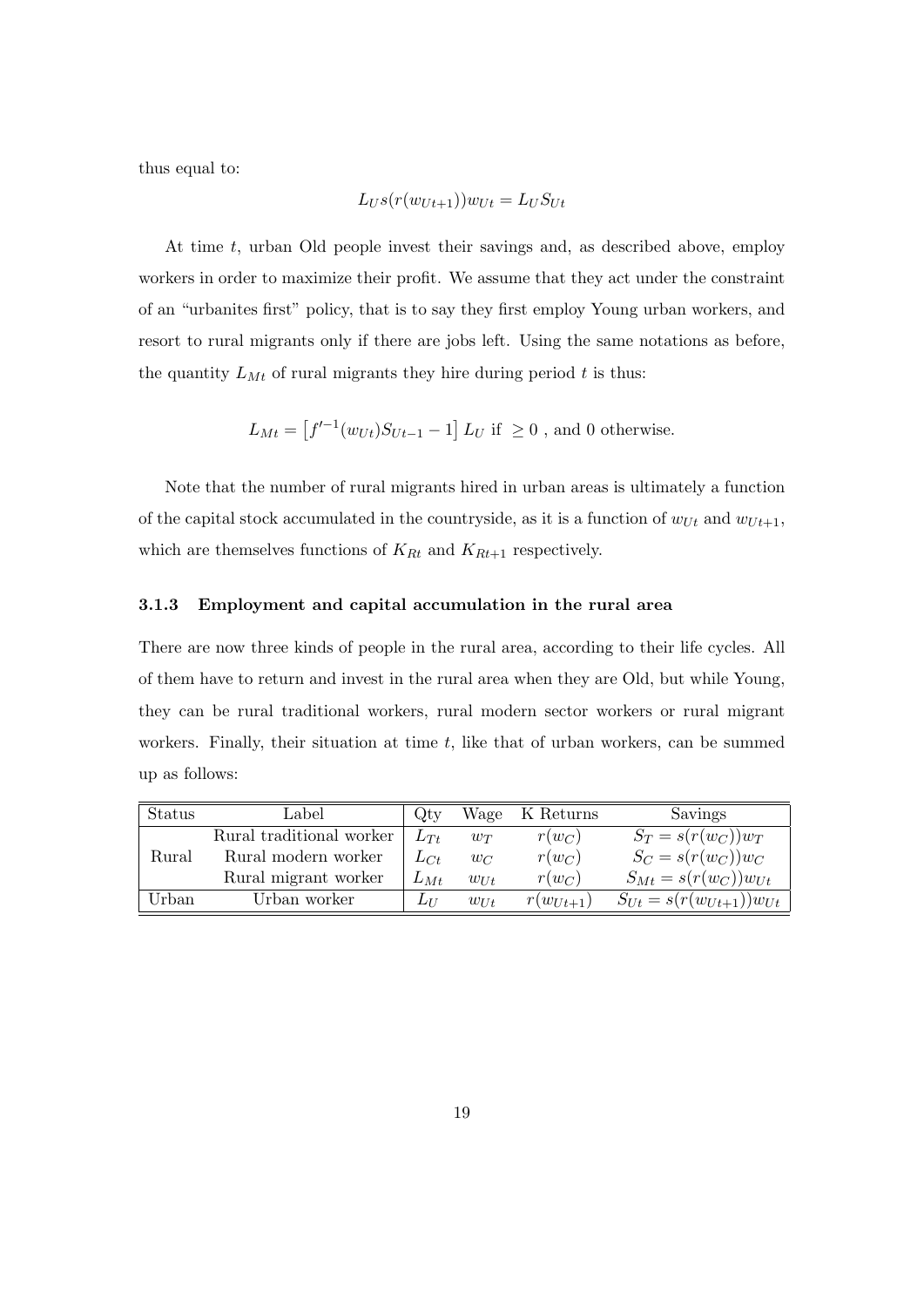thus equal to:

$$L_U s(r(w_{Ut+1}))w_{Ut} = L_U S_{Ut}$$

At time $t$, urban Old people invest their savings and, as described above, employ workers in order to maximize their profit. We assume that they act under the constraint of an "urbanites first" policy, that is to say they first employ Young urban workers, and resort to rural migrants only if there are jobs left. Using the same notations as before, the quantity $L_{Mt}$ of rural migrants they hire during period $t$ is thus:

$$L_{Mt} = \left[f'^{-1}(w_{Ut})S_{Ut-1} - 1\right] L_U \text{ if } \geq 0 \text{ , and 0 otherwise.}$$

Note that the number of rural migrants hired in urban areas is ultimately a function of the capital stock accumulated in the countryside, as it is a function of $w_{Ut}$ and $w_{Ut+1}$, which are themselves functions of $K_{Rt}$ and $K_{Rt+1}$ respectively.

### 3.1.3 Employment and capital accumulation in the rural area

There are now three kinds of people in the rural area, according to their life cycles. All of them have to return and invest in the rural area when they are Old, but while Young, they can be rural traditional workers, rural modern sector workers or rural migrant workers. Finally, their situation at time $t$, like that of urban workers, can be summed up as follows:

| Status | Label | Qty | Wage | K Returns | Savings |
|---|---|---|---|---|---|
| | Rural traditional worker | $L_{Tt}$ | $w_T$ | $r(w_C)$ | $S_T = s(r(w_C))w_T$ |
| Rural | Rural modern worker | $L_{Ct}$ | $w_C$ | $r(w_C)$ | $S_C = s(r(w_C))w_C$ |
| | Rural migrant worker | $L_{Mt}$ | $w_{Ut}$ | $r(w_C)$ | $S_{Mt} = s(r(w_C))w_{Ut}$ |
| Urban | Urban worker | $L_U$ | $w_{Ut}$ | $r(w_{Ut+1})$ | $S_{Ut} = s(r(w_{Ut+1}))w_{Ut}$ |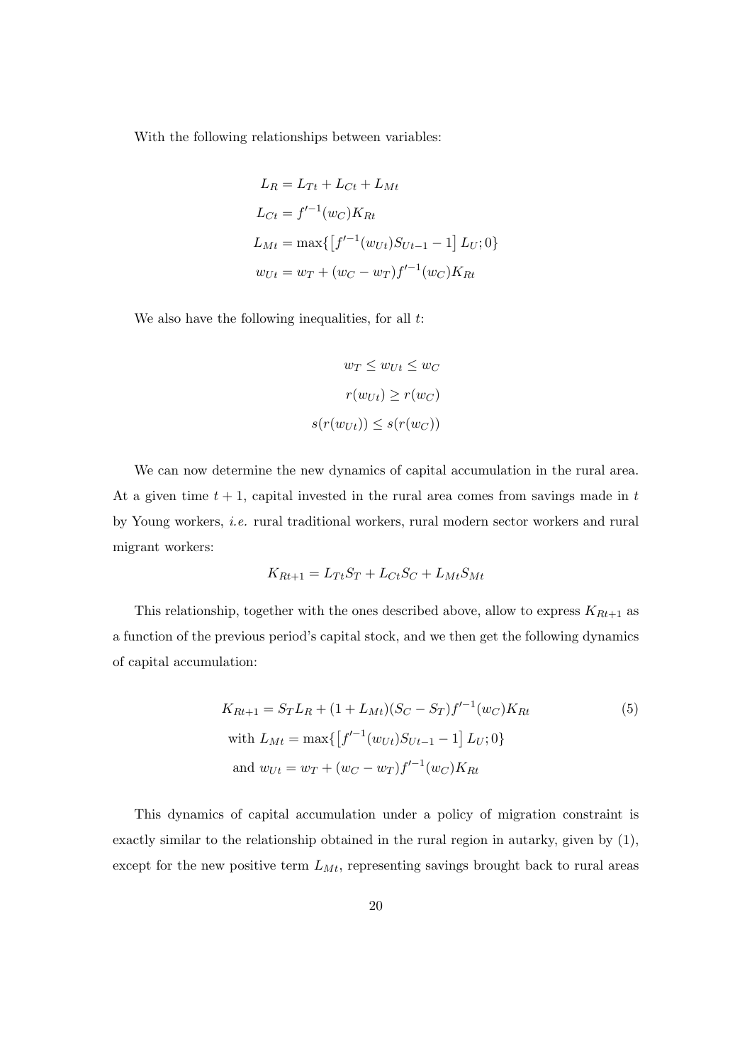With the following relationships between variables:

$$
\begin{aligned}
L_R &= L_{Tt} + L_{Ct} + L_{Mt} \\
L_{Ct} &= f'^{-1}(w_C) K_{Rt} \\
L_{Mt} &= \max\{\left[f'^{-1}(w_{Ut}) S_{Ut-1} - 1\right] L_U; 0\} \\
w_{Ut} &= w_T + (w_C - w_T) f'^{-1}(w_C) K_{Rt}
\end{aligned}
$$

We also have the following inequalities, for all $t$:

$$
\begin{aligned}
w_T \leq w_{Ut} &\leq w_C \\
r(w_{Ut}) &\geq r(w_C) \\
s(r(w_{Ut})) &\leq s(r(w_C))
\end{aligned}
$$

We can now determine the new dynamics of capital accumulation in the rural area. At a given time $t+1$, capital invested in the rural area comes from savings made in $t$ by Young workers, *i.e.* rural traditional workers, rural modern sector workers and rural migrant workers:

$$
K_{Rt+1} = L_{Tt} S_T + L_{Ct} S_C + L_{Mt} S_{Mt}
$$

This relationship, together with the ones described above, allow to express $K_{Rt+1}$ as a function of the previous period's capital stock, and we then get the following dynamics of capital accumulation:

$$
\begin{aligned}
K_{Rt+1} &= S_T L_R + (1 + L_{Mt})(S_C - S_T) f'^{-1}(w_C) K_{Rt} \qquad (5) \\
&\text{with } L_{Mt} = \max\{\left[f'^{-1}(w_{Ut}) S_{Ut-1} - 1\right] L_U; 0\} \\
&\text{and } w_{Ut} = w_T + (w_C - w_T) f'^{-1}(w_C) K_{Rt}
\end{aligned}
$$

This dynamics of capital accumulation under a policy of migration constraint is exactly similar to the relationship obtained in the rural region in autarky, given by (1), except for the new positive term $L_{Mt}$, representing savings brought back to rural areas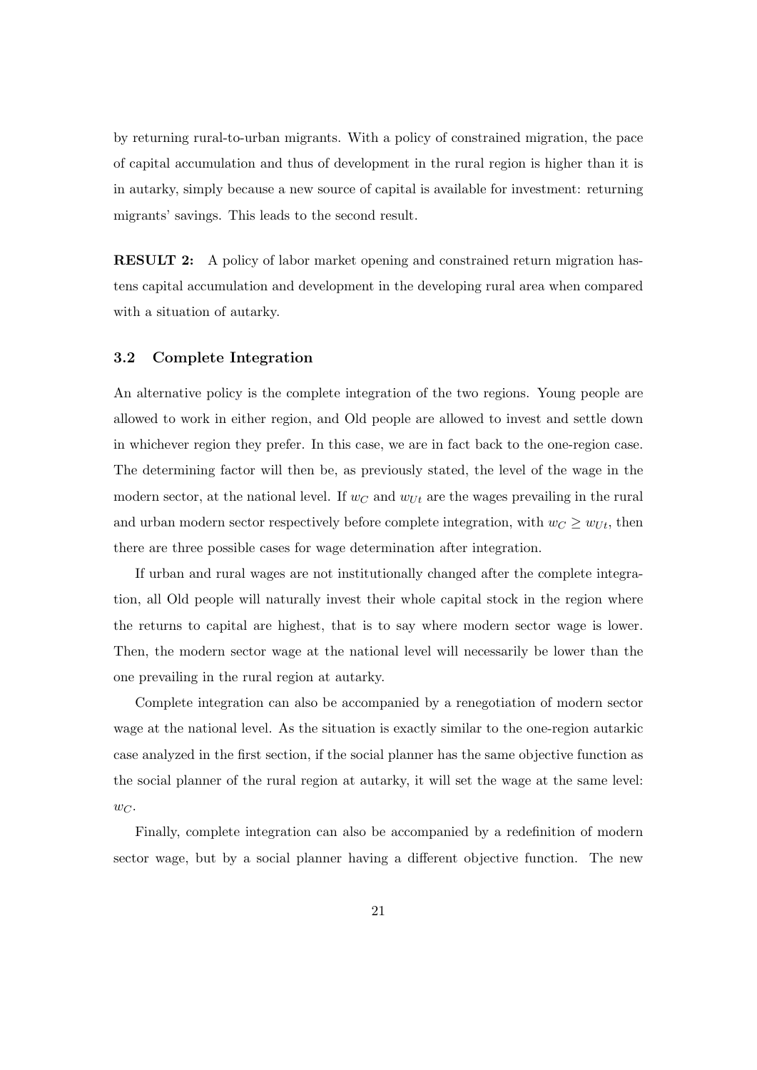by returning rural-to-urban migrants. With a policy of constrained migration, the pace of capital accumulation and thus of development in the rural region is higher than it is in autarky, simply because a new source of capital is available for investment: returning migrants' savings. This leads to the second result.

**RESULT 2:** A policy of labor market opening and constrained return migration hastens capital accumulation and development in the developing rural area when compared with a situation of autarky.

### 3.2 Complete Integration

An alternative policy is the complete integration of the two regions. Young people are allowed to work in either region, and Old people are allowed to invest and settle down in whichever region they prefer. In this case, we are in fact back to the one-region case. The determining factor will then be, as previously stated, the level of the wage in the modern sector, at the national level. If $w_C$ and $w_{Ut}$ are the wages prevailing in the rural and urban modern sector respectively before complete integration, with $w_C \geq w_{Ut}$, then there are three possible cases for wage determination after integration.

If urban and rural wages are not institutionally changed after the complete integration, all Old people will naturally invest their whole capital stock in the region where the returns to capital are highest, that is to say where modern sector wage is lower. Then, the modern sector wage at the national level will necessarily be lower than the one prevailing in the rural region at autarky.

Complete integration can also be accompanied by a renegotiation of modern sector wage at the national level. As the situation is exactly similar to the one-region autarkic case analyzed in the first section, if the social planner has the same objective function as the social planner of the rural region at autarky, it will set the wage at the same level: $w_C$.

Finally, complete integration can also be accompanied by a redefinition of modern sector wage, but by a social planner having a different objective function. The new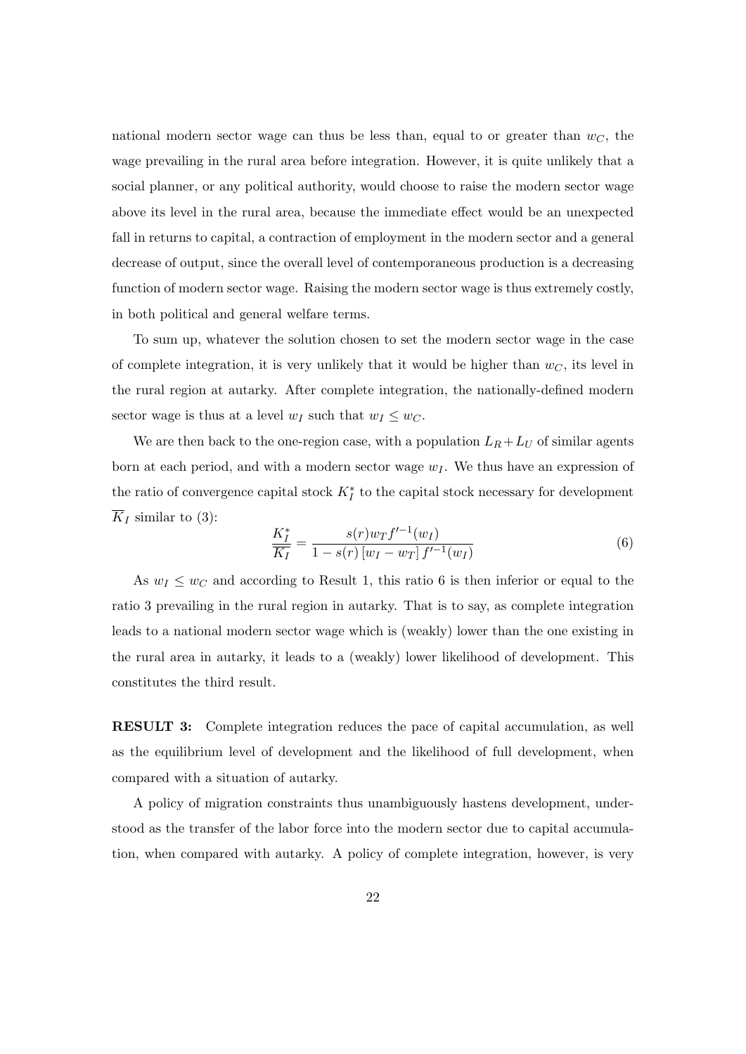national modern sector wage can thus be less than, equal to or greater than $w_C$, the wage prevailing in the rural area before integration. However, it is quite unlikely that a social planner, or any political authority, would choose to raise the modern sector wage above its level in the rural area, because the immediate effect would be an unexpected fall in returns to capital, a contraction of employment in the modern sector and a general decrease of output, since the overall level of contemporaneous production is a decreasing function of modern sector wage. Raising the modern sector wage is thus extremely costly, in both political and general welfare terms.

To sum up, whatever the solution chosen to set the modern sector wage in the case of complete integration, it is very unlikely that it would be higher than $w_C$, its level in the rural region at autarky. After complete integration, the nationally-defined modern sector wage is thus at a level $w_I$ such that $w_I \leq w_C$.

We are then back to the one-region case, with a population $L_R + L_U$ of similar agents born at each period, and with a modern sector wage $w_I$. We thus have an expression of the ratio of convergence capital stock $K_I^*$ to the capital stock necessary for development $\overline{K}_I$ similar to (3):

$$\frac{K_I^*}{\overline{K_I}} = \frac{s(r) w_T f'^{-1}(w_I)}{1 - s(r)\left[w_I - w_T\right] f'^{-1}(w_I)} \tag{6}$$

As $w_I \leq w_C$ and according to Result 1, this ratio 6 is then inferior or equal to the ratio 3 prevailing in the rural region in autarky. That is to say, as complete integration leads to a national modern sector wage which is (weakly) lower than the one existing in the rural area in autarky, it leads to a (weakly) lower likelihood of development. This constitutes the third result.

**RESULT 3:** Complete integration reduces the pace of capital accumulation, as well as the equilibrium level of development and the likelihood of full development, when compared with a situation of autarky.

A policy of migration constraints thus unambiguously hastens development, understood as the transfer of the labor force into the modern sector due to capital accumulation, when compared with autarky. A policy of complete integration, however, is very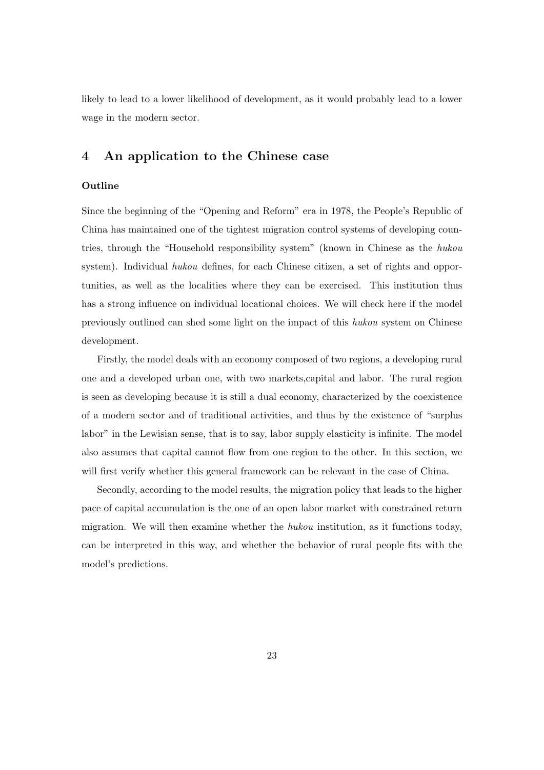likely to lead to a lower likelihood of development, as it would probably lead to a lower wage in the modern sector.

# 4 An application to the Chinese case

**Outline**

Since the beginning of the "Opening and Reform" era in 1978, the People's Republic of China has maintained one of the tightest migration control systems of developing countries, through the "Household responsibility system" (known in Chinese as the *hukou* system). Individual *hukou* defines, for each Chinese citizen, a set of rights and opportunities, as well as the localities where they can be exercised. This institution thus has a strong influence on individual locational choices. We will check here if the model previously outlined can shed some light on the impact of this *hukou* system on Chinese development.

Firstly, the model deals with an economy composed of two regions, a developing rural one and a developed urban one, with two markets,capital and labor. The rural region is seen as developing because it is still a dual economy, characterized by the coexistence of a modern sector and of traditional activities, and thus by the existence of "surplus labor" in the Lewisian sense, that is to say, labor supply elasticity is infinite. The model also assumes that capital cannot flow from one region to the other. In this section, we will first verify whether this general framework can be relevant in the case of China.

Secondly, according to the model results, the migration policy that leads to the higher pace of capital accumulation is the one of an open labor market with constrained return migration. We will then examine whether the *hukou* institution, as it functions today, can be interpreted in this way, and whether the behavior of rural people fits with the model's predictions.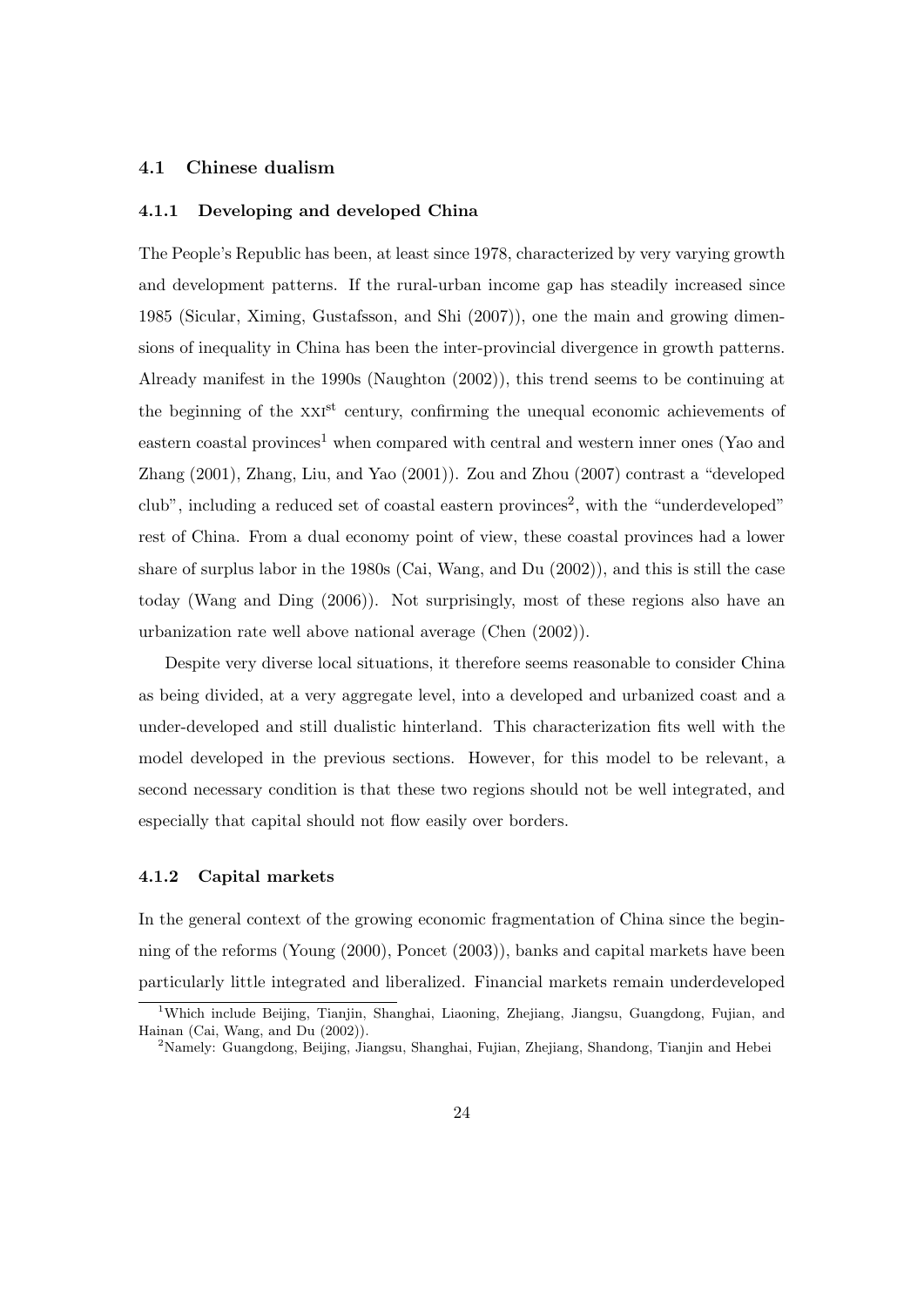### 4.1 Chinese dualism

#### 4.1.1 Developing and developed China

The People's Republic has been, at least since 1978, characterized by very varying growth and development patterns. If the rural-urban income gap has steadily increased since 1985 (Sicular, Ximing, Gustafsson, and Shi (2007)), one the main and growing dimensions of inequality in China has been the inter-provincial divergence in growth patterns. Already manifest in the 1990s (Naughton (2002)), this trend seems to be continuing at the beginning of the XXI$^{\text{st}}$ century, confirming the unequal economic achievements of eastern coastal provinces[1] when compared with central and western inner ones (Yao and Zhang (2001), Zhang, Liu, and Yao (2001)). Zou and Zhou (2007) contrast a "developed club", including a reduced set of coastal eastern provinces[2], with the "underdeveloped" rest of China. From a dual economy point of view, these coastal provinces had a lower share of surplus labor in the 1980s (Cai, Wang, and Du (2002)), and this is still the case today (Wang and Ding (2006)). Not surprisingly, most of these regions also have an urbanization rate well above national average (Chen (2002)).

Despite very diverse local situations, it therefore seems reasonable to consider China as being divided, at a very aggregate level, into a developed and urbanized coast and a under-developed and still dualistic hinterland. This characterization fits well with the model developed in the previous sections. However, for this model to be relevant, a second necessary condition is that these two regions should not be well integrated, and especially that capital should not flow easily over borders.

#### 4.1.2 Capital markets

In the general context of the growing economic fragmentation of China since the beginning of the reforms (Young (2000), Poncet (2003)), banks and capital markets have been particularly little integrated and liberalized. Financial markets remain underdeveloped

---

[1] Which include Beijing, Tianjin, Shanghai, Liaoning, Zhejiang, Jiangsu, Guangdong, Fujian, and Hainan (Cai, Wang, and Du (2002)).

[2] Namely: Guangdong, Beijing, Jiangsu, Shanghai, Fujian, Zhejiang, Shandong, Tianjin and Hebei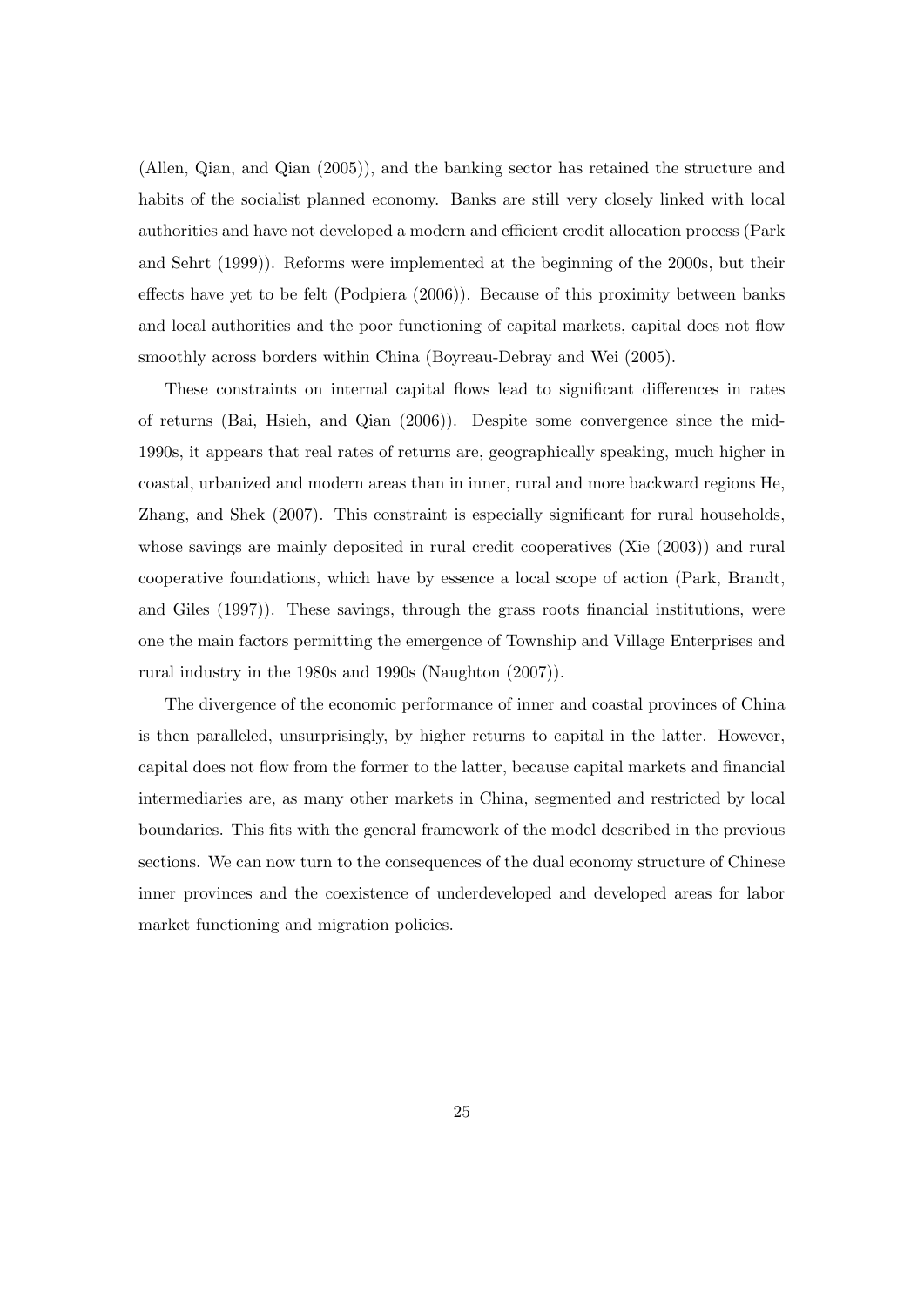(Allen, Qian, and Qian (2005)), and the banking sector has retained the structure and habits of the socialist planned economy. Banks are still very closely linked with local authorities and have not developed a modern and efficient credit allocation process (Park and Sehrt (1999)). Reforms were implemented at the beginning of the 2000s, but their effects have yet to be felt (Podpiera (2006)). Because of this proximity between banks and local authorities and the poor functioning of capital markets, capital does not flow smoothly across borders within China (Boyreau-Debray and Wei (2005).

These constraints on internal capital flows lead to significant differences in rates of returns (Bai, Hsieh, and Qian (2006)). Despite some convergence since the mid-1990s, it appears that real rates of returns are, geographically speaking, much higher in coastal, urbanized and modern areas than in inner, rural and more backward regions He, Zhang, and Shek (2007). This constraint is especially significant for rural households, whose savings are mainly deposited in rural credit cooperatives (Xie (2003)) and rural cooperative foundations, which have by essence a local scope of action (Park, Brandt, and Giles (1997)). These savings, through the grass roots financial institutions, were one the main factors permitting the emergence of Township and Village Enterprises and rural industry in the 1980s and 1990s (Naughton (2007)).

The divergence of the economic performance of inner and coastal provinces of China is then paralleled, unsurprisingly, by higher returns to capital in the latter. However, capital does not flow from the former to the latter, because capital markets and financial intermediaries are, as many other markets in China, segmented and restricted by local boundaries. This fits with the general framework of the model described in the previous sections. We can now turn to the consequences of the dual economy structure of Chinese inner provinces and the coexistence of underdeveloped and developed areas for labor market functioning and migration policies.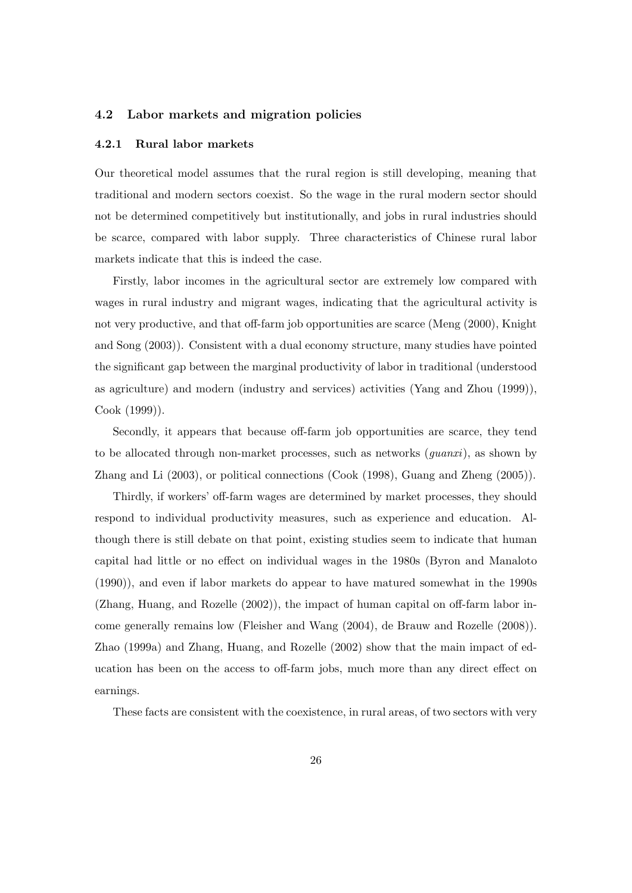### 4.2 Labor markets and migration policies

#### 4.2.1 Rural labor markets

Our theoretical model assumes that the rural region is still developing, meaning that traditional and modern sectors coexist. So the wage in the rural modern sector should not be determined competitively but institutionally, and jobs in rural industries should be scarce, compared with labor supply. Three characteristics of Chinese rural labor markets indicate that this is indeed the case.

Firstly, labor incomes in the agricultural sector are extremely low compared with wages in rural industry and migrant wages, indicating that the agricultural activity is not very productive, and that off-farm job opportunities are scarce (Meng (2000), Knight and Song (2003)). Consistent with a dual economy structure, many studies have pointed the significant gap between the marginal productivity of labor in traditional (understood as agriculture) and modern (industry and services) activities (Yang and Zhou (1999)), Cook (1999)).

Secondly, it appears that because off-farm job opportunities are scarce, they tend to be allocated through non-market processes, such as networks (*guanxi*), as shown by Zhang and Li (2003), or political connections (Cook (1998), Guang and Zheng (2005)).

Thirdly, if workers' off-farm wages are determined by market processes, they should respond to individual productivity measures, such as experience and education. Although there is still debate on that point, existing studies seem to indicate that human capital had little or no effect on individual wages in the 1980s (Byron and Manaloto (1990)), and even if labor markets do appear to have matured somewhat in the 1990s (Zhang, Huang, and Rozelle (2002)), the impact of human capital on off-farm labor income generally remains low (Fleisher and Wang (2004), de Brauw and Rozelle (2008)). Zhao (1999a) and Zhang, Huang, and Rozelle (2002) show that the main impact of education has been on the access to off-farm jobs, much more than any direct effect on earnings.

These facts are consistent with the coexistence, in rural areas, of two sectors with very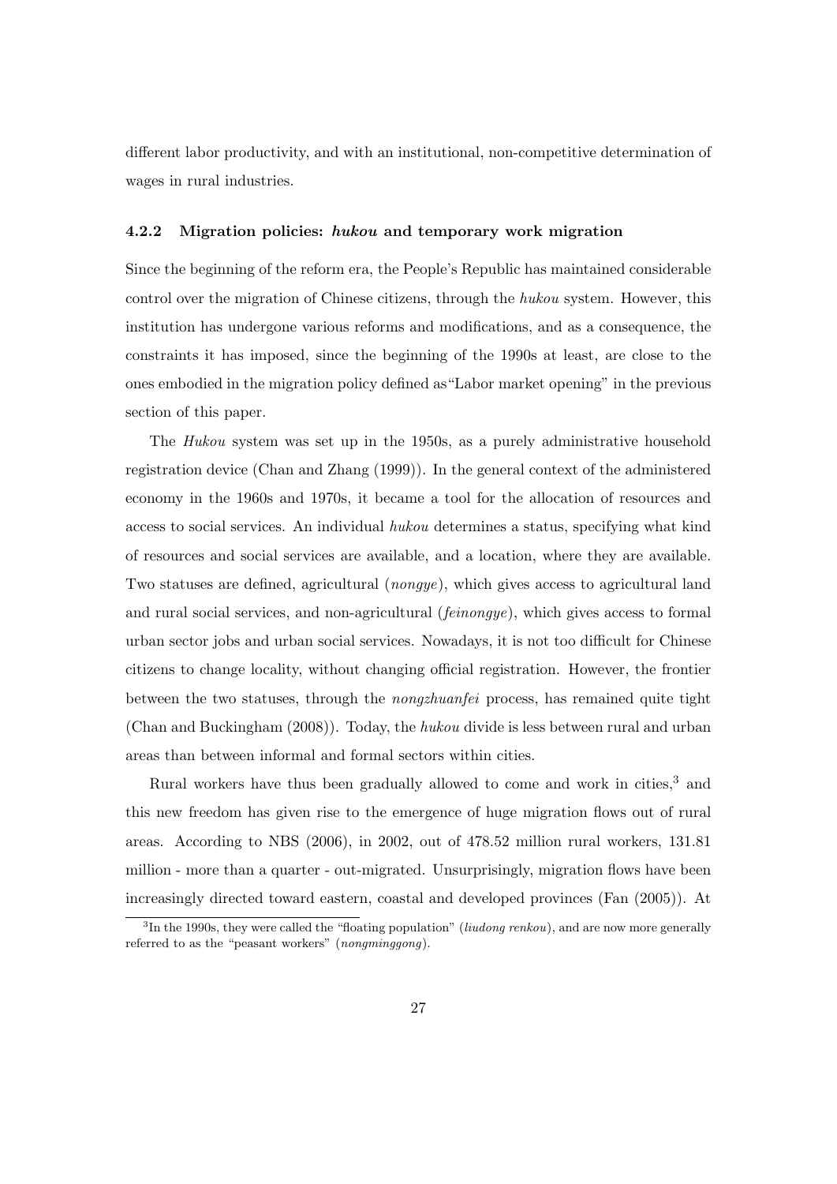different labor productivity, and with an institutional, non-competitive determination of wages in rural industries.

### 4.2.2 Migration policies: *hukou* and temporary work migration

Since the beginning of the reform era, the People's Republic has maintained considerable control over the migration of Chinese citizens, through the *hukou* system. However, this institution has undergone various reforms and modifications, and as a consequence, the constraints it has imposed, since the beginning of the 1990s at least, are close to the ones embodied in the migration policy defined as"Labor market opening" in the previous section of this paper.

The *Hukou* system was set up in the 1950s, as a purely administrative household registration device (Chan and Zhang (1999)). In the general context of the administered economy in the 1960s and 1970s, it became a tool for the allocation of resources and access to social services. An individual *hukou* determines a status, specifying what kind of resources and social services are available, and a location, where they are available. Two statuses are defined, agricultural (*nongye*), which gives access to agricultural land and rural social services, and non-agricultural (*feinongye*), which gives access to formal urban sector jobs and urban social services. Nowadays, it is not too difficult for Chinese citizens to change locality, without changing official registration. However, the frontier between the two statuses, through the *nongzhuanfei* process, has remained quite tight (Chan and Buckingham (2008)). Today, the *hukou* divide is less between rural and urban areas than between informal and formal sectors within cities.

Rural workers have thus been gradually allowed to come and work in cities,[3] and this new freedom has given rise to the emergence of huge migration flows out of rural areas. According to NBS (2006), in 2002, out of 478.52 million rural workers, 131.81 million - more than a quarter - out-migrated. Unsurprisingly, migration flows have been increasingly directed toward eastern, coastal and developed provinces (Fan (2005)). At

[3] In the 1990s, they were called the "floating population" (*liudong renkou*), and are now more generally referred to as the "peasant workers" (*nongminggong*).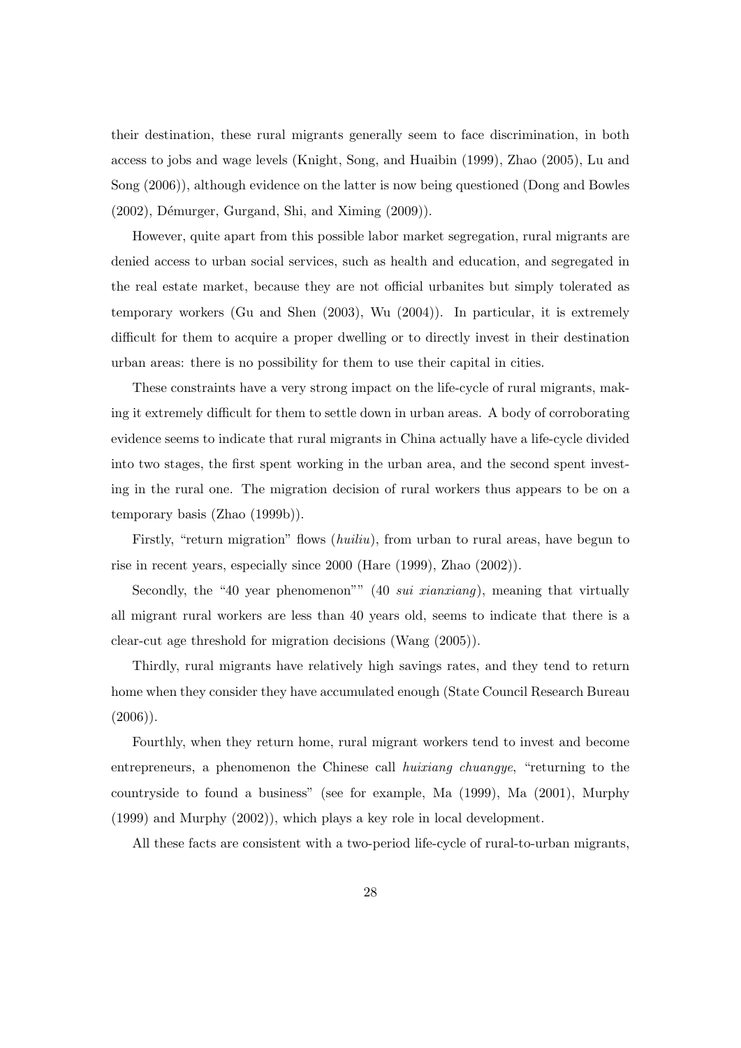their destination, these rural migrants generally seem to face discrimination, in both access to jobs and wage levels (Knight, Song, and Huaibin (1999), Zhao (2005), Lu and Song (2006)), although evidence on the latter is now being questioned (Dong and Bowles (2002), Démurger, Gurgand, Shi, and Ximing (2009)).

However, quite apart from this possible labor market segregation, rural migrants are denied access to urban social services, such as health and education, and segregated in the real estate market, because they are not official urbanites but simply tolerated as temporary workers (Gu and Shen (2003), Wu (2004)). In particular, it is extremely difficult for them to acquire a proper dwelling or to directly invest in their destination urban areas: there is no possibility for them to use their capital in cities.

These constraints have a very strong impact on the life-cycle of rural migrants, making it extremely difficult for them to settle down in urban areas. A body of corroborating evidence seems to indicate that rural migrants in China actually have a life-cycle divided into two stages, the first spent working in the urban area, and the second spent investing in the rural one. The migration decision of rural workers thus appears to be on a temporary basis (Zhao (1999b)).

Firstly, "return migration" flows (*huiliu*), from urban to rural areas, have begun to rise in recent years, especially since 2000 (Hare (1999), Zhao (2002)).

Secondly, the "40 year phenomenon"" (40 *sui xianxiang*), meaning that virtually all migrant rural workers are less than 40 years old, seems to indicate that there is a clear-cut age threshold for migration decisions (Wang (2005)).

Thirdly, rural migrants have relatively high savings rates, and they tend to return home when they consider they have accumulated enough (State Council Research Bureau (2006)).

Fourthly, when they return home, rural migrant workers tend to invest and become entrepreneurs, a phenomenon the Chinese call *huixiang chuangye*, "returning to the countryside to found a business" (see for example, Ma (1999), Ma (2001), Murphy (1999) and Murphy (2002)), which plays a key role in local development.

All these facts are consistent with a two-period life-cycle of rural-to-urban migrants,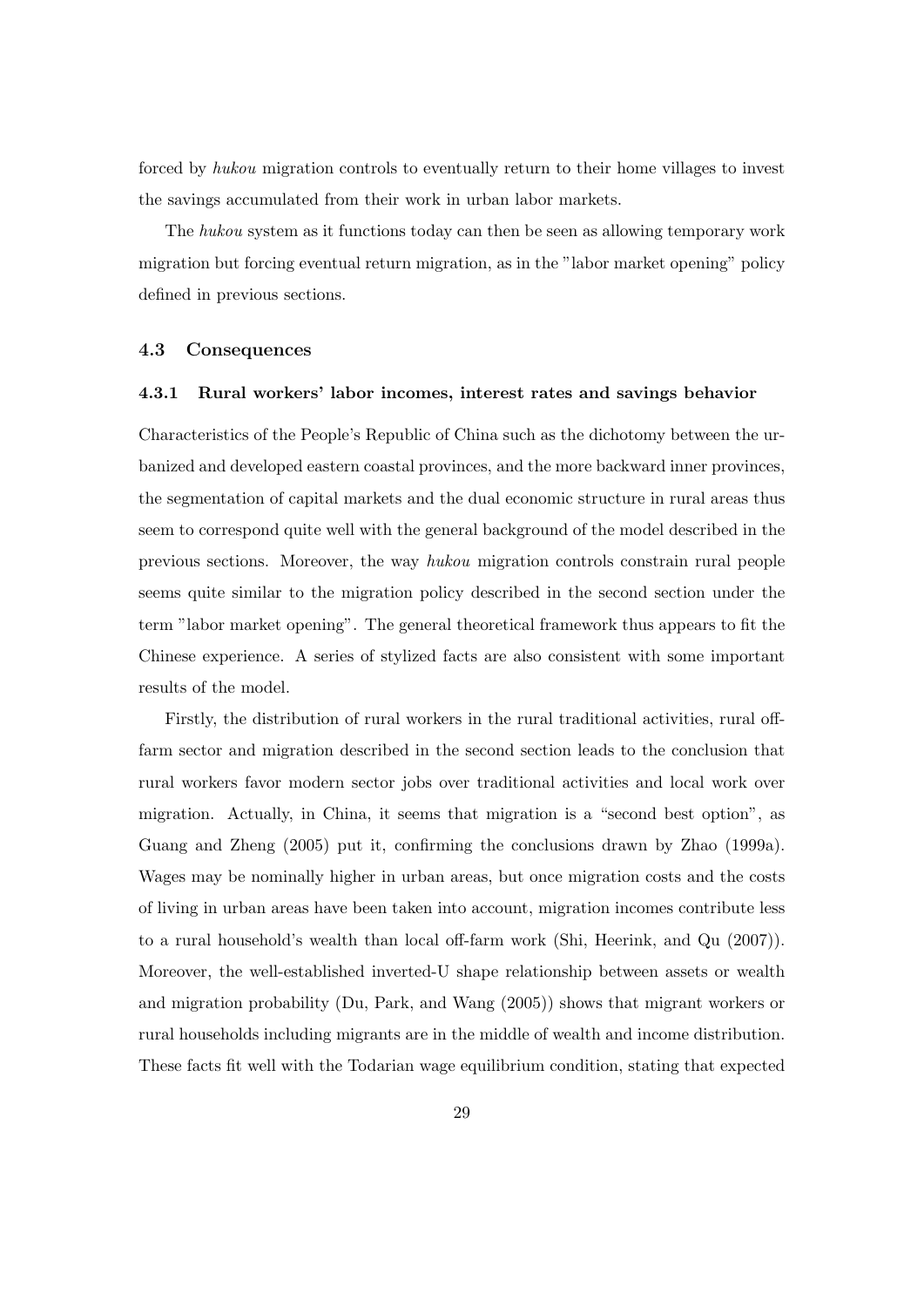forced by *hukou* migration controls to eventually return to their home villages to invest the savings accumulated from their work in urban labor markets.

The *hukou* system as it functions today can then be seen as allowing temporary work migration but forcing eventual return migration, as in the "labor market opening" policy defined in previous sections.

### 4.3 Consequences

#### 4.3.1 Rural workers' labor incomes, interest rates and savings behavior

Characteristics of the People's Republic of China such as the dichotomy between the urbanized and developed eastern coastal provinces, and the more backward inner provinces, the segmentation of capital markets and the dual economic structure in rural areas thus seem to correspond quite well with the general background of the model described in the previous sections. Moreover, the way *hukou* migration controls constrain rural people seems quite similar to the migration policy described in the second section under the term "labor market opening". The general theoretical framework thus appears to fit the Chinese experience. A series of stylized facts are also consistent with some important results of the model.

Firstly, the distribution of rural workers in the rural traditional activities, rural off-farm sector and migration described in the second section leads to the conclusion that rural workers favor modern sector jobs over traditional activities and local work over migration. Actually, in China, it seems that migration is a "second best option", as Guang and Zheng (2005) put it, confirming the conclusions drawn by Zhao (1999a). Wages may be nominally higher in urban areas, but once migration costs and the costs of living in urban areas have been taken into account, migration incomes contribute less to a rural household's wealth than local off-farm work (Shi, Heerink, and Qu (2007)). Moreover, the well-established inverted-U shape relationship between assets or wealth and migration probability (Du, Park, and Wang (2005)) shows that migrant workers or rural households including migrants are in the middle of wealth and income distribution. These facts fit well with the Todarian wage equilibrium condition, stating that expected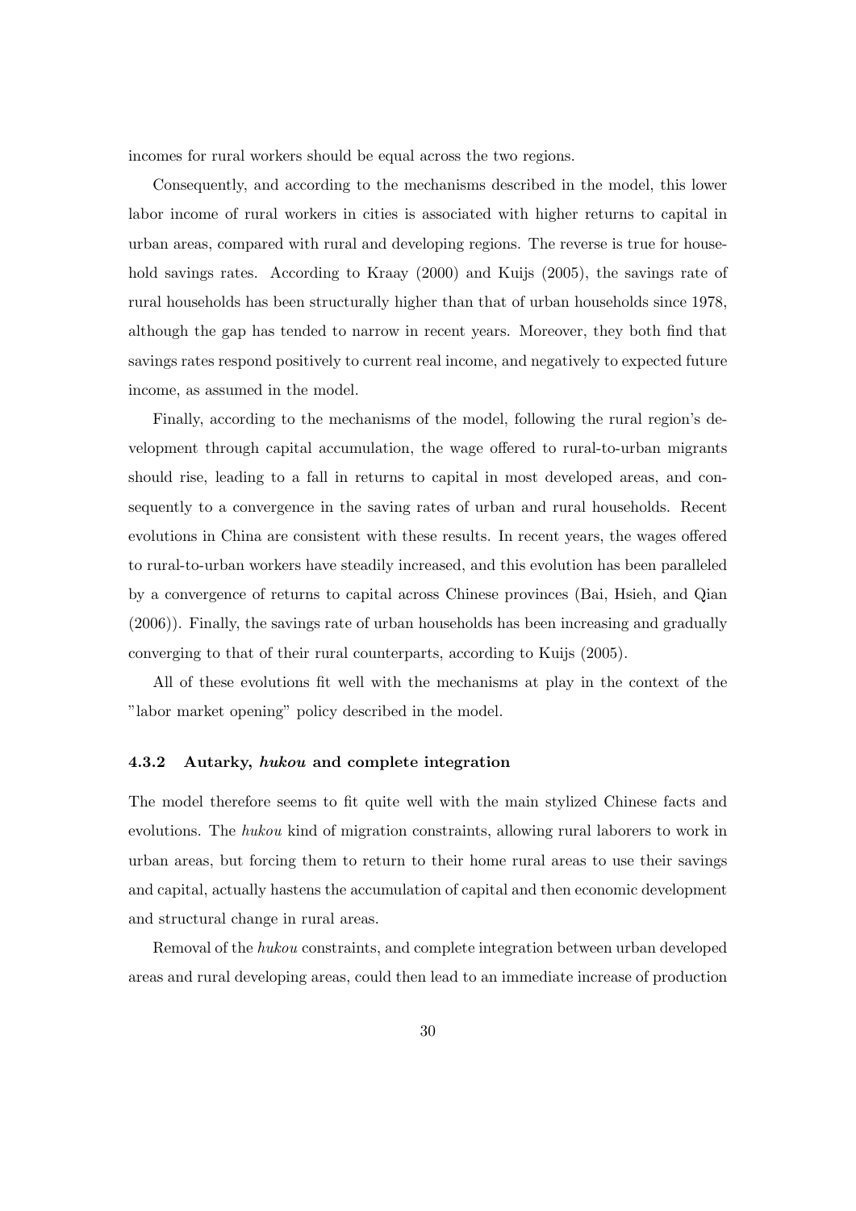incomes for rural workers should be equal across the two regions.

Consequently, and according to the mechanisms described in the model, this lower labor income of rural workers in cities is associated with higher returns to capital in urban areas, compared with rural and developing regions. The reverse is true for household savings rates. According to Kraay (2000) and Kuijs (2005), the savings rate of rural households has been structurally higher than that of urban households since 1978, although the gap has tended to narrow in recent years. Moreover, they both find that savings rates respond positively to current real income, and negatively to expected future income, as assumed in the model.

Finally, according to the mechanisms of the model, following the rural region's development through capital accumulation, the wage offered to rural-to-urban migrants should rise, leading to a fall in returns to capital in most developed areas, and consequently to a convergence in the saving rates of urban and rural households. Recent evolutions in China are consistent with these results. In recent years, the wages offered to rural-to-urban workers have steadily increased, and this evolution has been paralleled by a convergence of returns to capital across Chinese provinces (Bai, Hsieh, and Qian (2006)). Finally, the savings rate of urban households has been increasing and gradually converging to that of their rural counterparts, according to Kuijs (2005).

All of these evolutions fit well with the mechanisms at play in the context of the "labor market opening" policy described in the model.

### 4.3.2 Autarky, *hukou* and complete integration

The model therefore seems to fit quite well with the main stylized Chinese facts and evolutions. The *hukou* kind of migration constraints, allowing rural laborers to work in urban areas, but forcing them to return to their home rural areas to use their savings and capital, actually hastens the accumulation of capital and then economic development and structural change in rural areas.

Removal of the *hukou* constraints, and complete integration between urban developed areas and rural developing areas, could then lead to an immediate increase of production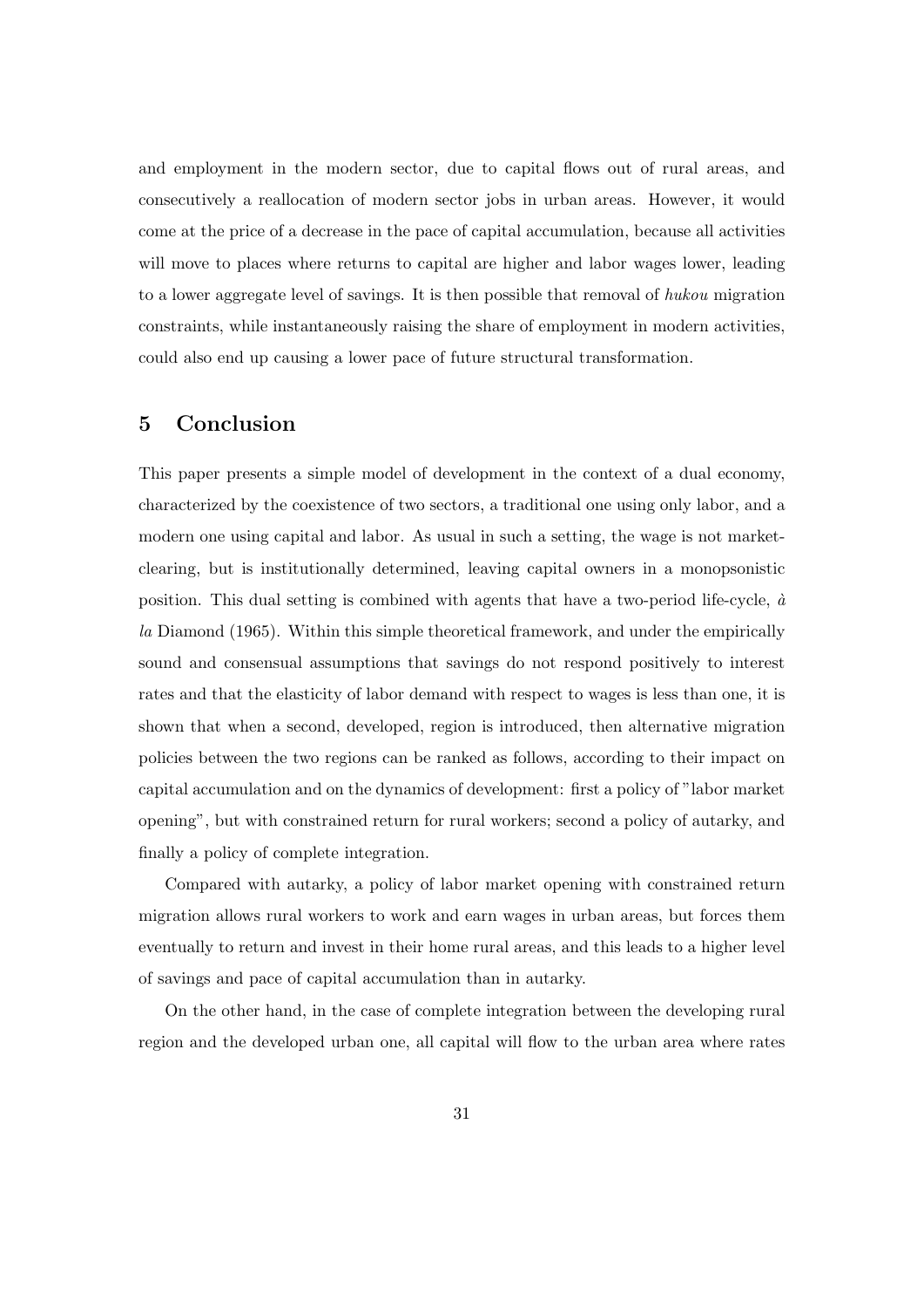and employment in the modern sector, due to capital flows out of rural areas, and consecutively a reallocation of modern sector jobs in urban areas. However, it would come at the price of a decrease in the pace of capital accumulation, because all activities will move to places where returns to capital are higher and labor wages lower, leading to a lower aggregate level of savings. It is then possible that removal of *hukou* migration constraints, while instantaneously raising the share of employment in modern activities, could also end up causing a lower pace of future structural transformation.

# 5 Conclusion

This paper presents a simple model of development in the context of a dual economy, characterized by the coexistence of two sectors, a traditional one using only labor, and a modern one using capital and labor. As usual in such a setting, the wage is not market-clearing, but is institutionally determined, leaving capital owners in a monopsonistic position. This dual setting is combined with agents that have a two-period life-cycle, *à la* Diamond (1965). Within this simple theoretical framework, and under the empirically sound and consensual assumptions that savings do not respond positively to interest rates and that the elasticity of labor demand with respect to wages is less than one, it is shown that when a second, developed, region is introduced, then alternative migration policies between the two regions can be ranked as follows, according to their impact on capital accumulation and on the dynamics of development: first a policy of "labor market opening", but with constrained return for rural workers; second a policy of autarky, and finally a policy of complete integration.

Compared with autarky, a policy of labor market opening with constrained return migration allows rural workers to work and earn wages in urban areas, but forces them eventually to return and invest in their home rural areas, and this leads to a higher level of savings and pace of capital accumulation than in autarky.

On the other hand, in the case of complete integration between the developing rural region and the developed urban one, all capital will flow to the urban area where rates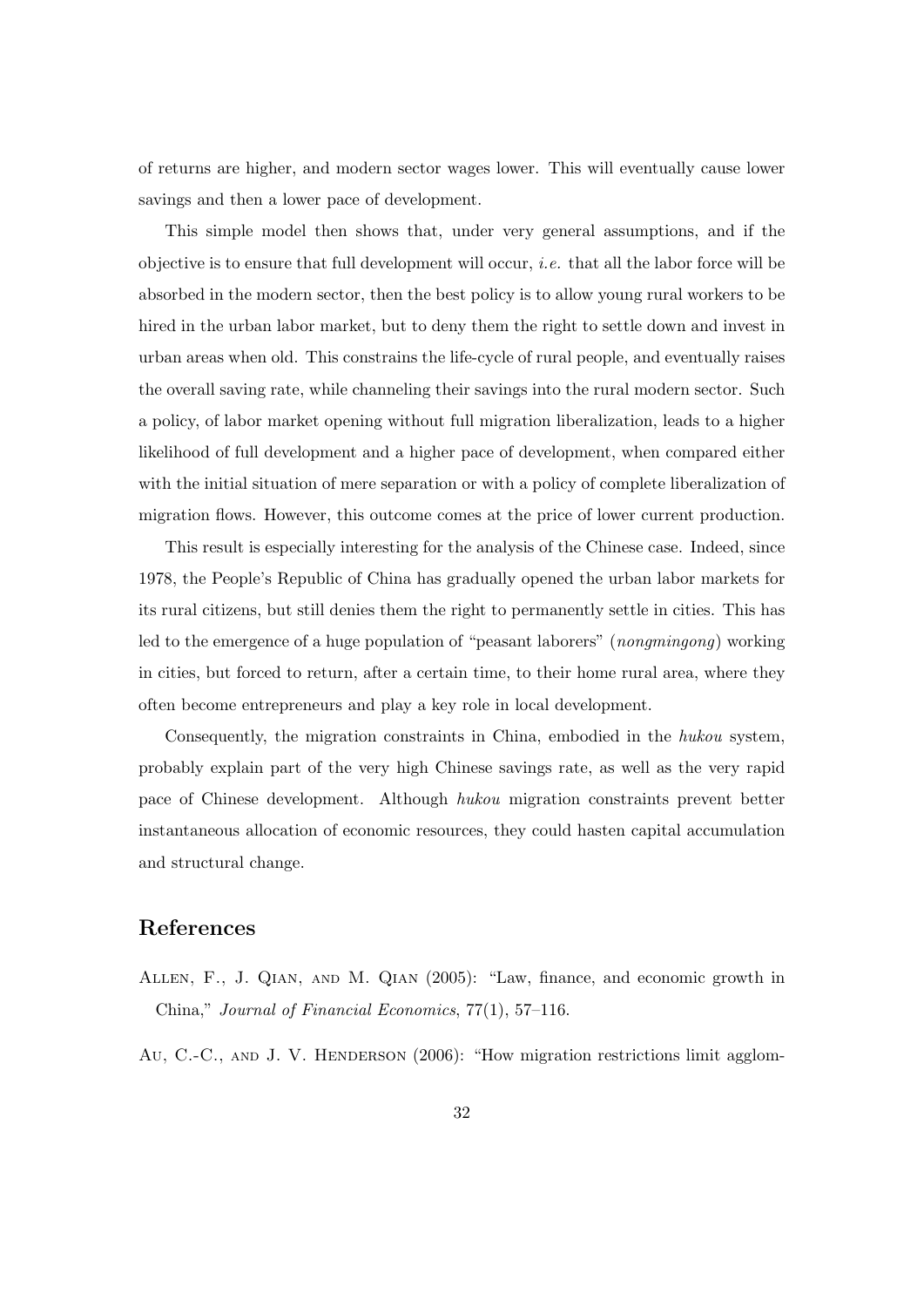of returns are higher, and modern sector wages lower. This will eventually cause lower savings and then a lower pace of development.

This simple model then shows that, under very general assumptions, and if the objective is to ensure that full development will occur, *i.e.* that all the labor force will be absorbed in the modern sector, then the best policy is to allow young rural workers to be hired in the urban labor market, but to deny them the right to settle down and invest in urban areas when old. This constrains the life-cycle of rural people, and eventually raises the overall saving rate, while channeling their savings into the rural modern sector. Such a policy, of labor market opening without full migration liberalization, leads to a higher likelihood of full development and a higher pace of development, when compared either with the initial situation of mere separation or with a policy of complete liberalization of migration flows. However, this outcome comes at the price of lower current production.

This result is especially interesting for the analysis of the Chinese case. Indeed, since 1978, the People's Republic of China has gradually opened the urban labor markets for its rural citizens, but still denies them the right to permanently settle in cities. This has led to the emergence of a huge population of "peasant laborers" (*nongmingong*) working in cities, but forced to return, after a certain time, to their home rural area, where they often become entrepreneurs and play a key role in local development.

Consequently, the migration constraints in China, embodied in the *hukou* system, probably explain part of the very high Chinese savings rate, as well as the very rapid pace of Chinese development. Although *hukou* migration constraints prevent better instantaneous allocation of economic resources, they could hasten capital accumulation and structural change.

# References

Allen, F., J. Qian, and M. Qian (2005): "Law, finance, and economic growth in China," *Journal of Financial Economics*, 77(1), 57–116.

Au, C.-C., and J. V. Henderson (2006): "How migration restrictions limit agglom-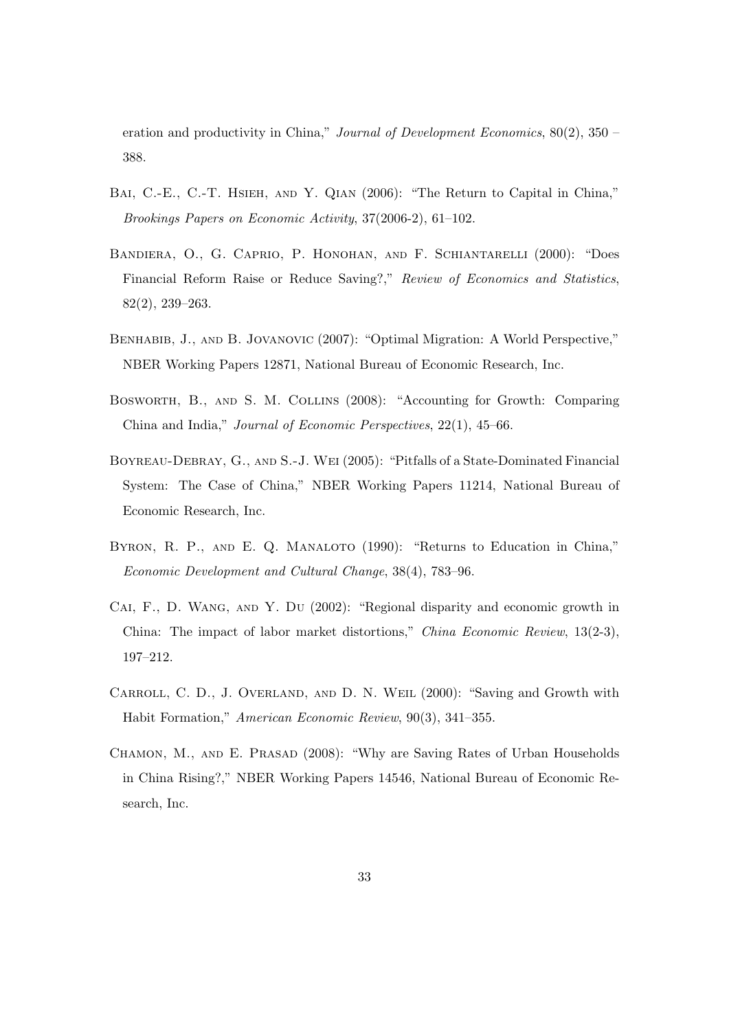eration and productivity in China," *Journal of Development Economics*, 80(2), 350 – 388.

Bai, C.-E., C.-T. Hsieh, and Y. Qian (2006): "The Return to Capital in China," *Brookings Papers on Economic Activity*, 37(2006-2), 61–102.

Bandiera, O., G. Caprio, P. Honohan, and F. Schiantarelli (2000): "Does Financial Reform Raise or Reduce Saving?," *Review of Economics and Statistics*, 82(2), 239–263.

Benhabib, J., and B. Jovanovic (2007): "Optimal Migration: A World Perspective," NBER Working Papers 12871, National Bureau of Economic Research, Inc.

Bosworth, B., and S. M. Collins (2008): "Accounting for Growth: Comparing China and India," *Journal of Economic Perspectives*, 22(1), 45–66.

Boyreau-Debray, G., and S.-J. Wei (2005): "Pitfalls of a State-Dominated Financial System: The Case of China," NBER Working Papers 11214, National Bureau of Economic Research, Inc.

Byron, R. P., and E. Q. Manaloto (1990): "Returns to Education in China," *Economic Development and Cultural Change*, 38(4), 783–96.

Cai, F., D. Wang, and Y. Du (2002): "Regional disparity and economic growth in China: The impact of labor market distortions," *China Economic Review*, 13(2-3), 197–212.

Carroll, C. D., J. Overland, and D. N. Weil (2000): "Saving and Growth with Habit Formation," *American Economic Review*, 90(3), 341–355.

Chamon, M., and E. Prasad (2008): "Why are Saving Rates of Urban Households in China Rising?," NBER Working Papers 14546, National Bureau of Economic Research, Inc.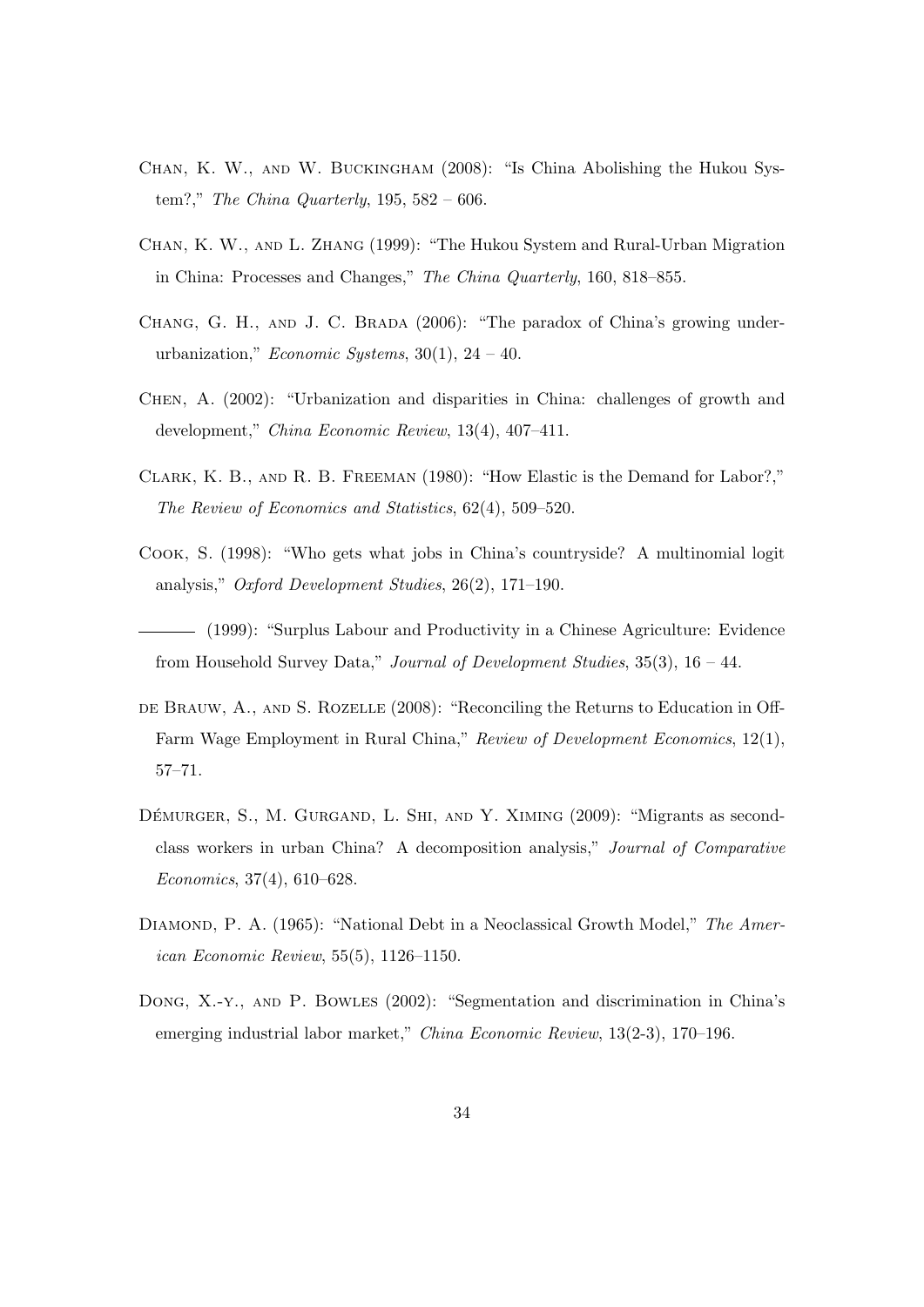Chan, K. W., and W. Buckingham (2008): "Is China Abolishing the Hukou System?," *The China Quarterly*, 195, 582 – 606.

Chan, K. W., and L. Zhang (1999): "The Hukou System and Rural-Urban Migration in China: Processes and Changes," *The China Quarterly*, 160, 818–855.

Chang, G. H., and J. C. Brada (2006): "The paradox of China's growing under-urbanization," *Economic Systems*, 30(1), 24 – 40.

Chen, A. (2002): "Urbanization and disparities in China: challenges of growth and development," *China Economic Review*, 13(4), 407–411.

Clark, K. B., and R. B. Freeman (1980): "How Elastic is the Demand for Labor?," *The Review of Economics and Statistics*, 62(4), 509–520.

Cook, S. (1998): "Who gets what jobs in China's countryside? A multinomial logit analysis," *Oxford Development Studies*, 26(2), 171–190.

——— (1999): "Surplus Labour and Productivity in a Chinese Agriculture: Evidence from Household Survey Data," *Journal of Development Studies*, 35(3), 16 – 44.

de Brauw, A., and S. Rozelle (2008): "Reconciling the Returns to Education in Off-Farm Wage Employment in Rural China," *Review of Development Economics*, 12(1), 57–71.

Démurger, S., M. Gurgand, L. Shi, and Y. Ximing (2009): "Migrants as second-class workers in urban China? A decomposition analysis," *Journal of Comparative Economics*, 37(4), 610–628.

Diamond, P. A. (1965): "National Debt in a Neoclassical Growth Model," *The American Economic Review*, 55(5), 1126–1150.

Dong, X.-y., and P. Bowles (2002): "Segmentation and discrimination in China's emerging industrial labor market," *China Economic Review*, 13(2-3), 170–196.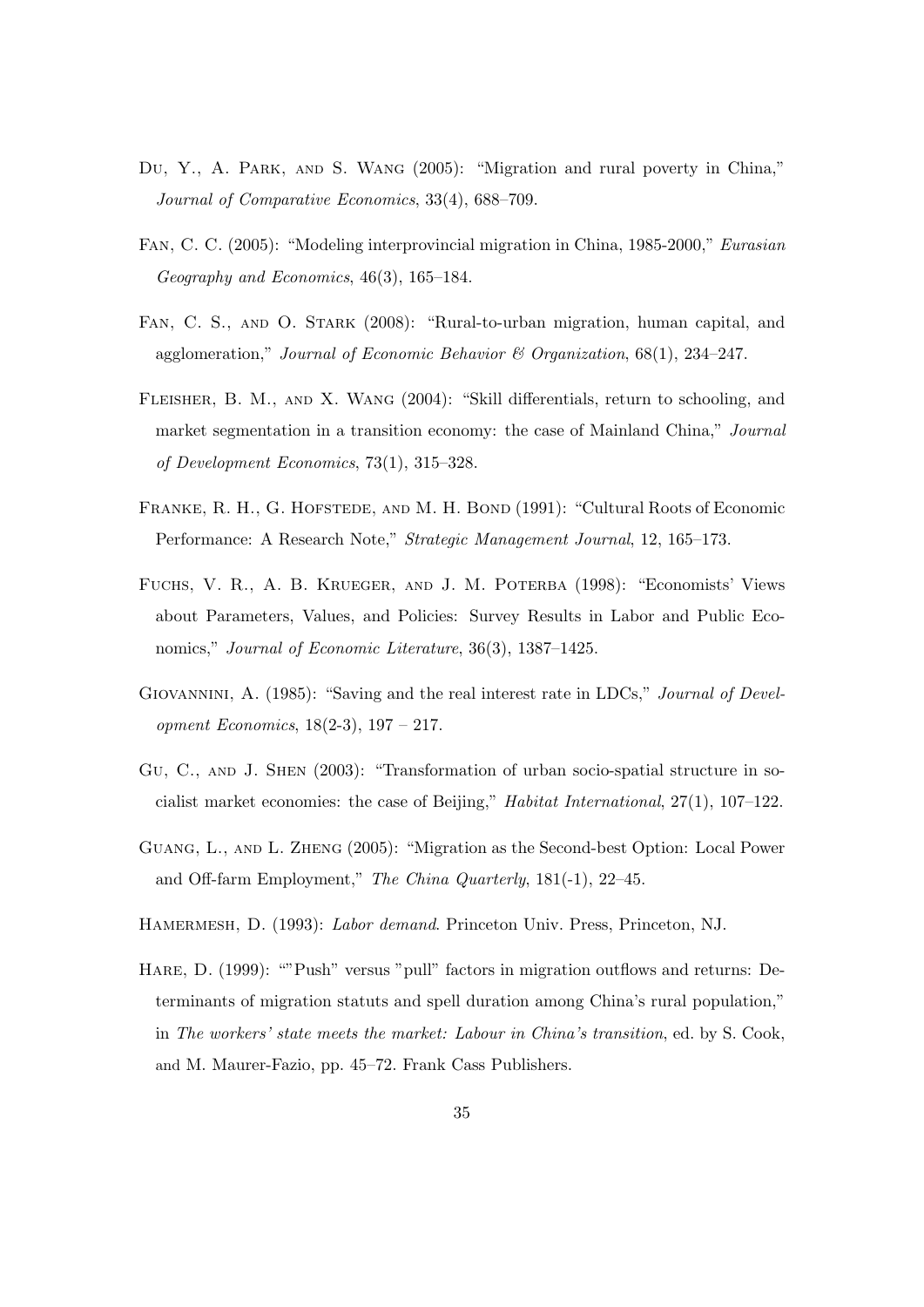Du, Y., A. Park, and S. Wang (2005): "Migration and rural poverty in China," *Journal of Comparative Economics*, 33(4), 688–709.

Fan, C. C. (2005): "Modeling interprovincial migration in China, 1985-2000," *Eurasian Geography and Economics*, 46(3), 165–184.

Fan, C. S., and O. Stark (2008): "Rural-to-urban migration, human capital, and agglomeration," *Journal of Economic Behavior & Organization*, 68(1), 234–247.

Fleisher, B. M., and X. Wang (2004): "Skill differentials, return to schooling, and market segmentation in a transition economy: the case of Mainland China," *Journal of Development Economics*, 73(1), 315–328.

Franke, R. H., G. Hofstede, and M. H. Bond (1991): "Cultural Roots of Economic Performance: A Research Note," *Strategic Management Journal*, 12, 165–173.

Fuchs, V. R., A. B. Krueger, and J. M. Poterba (1998): "Economists' Views about Parameters, Values, and Policies: Survey Results in Labor and Public Economics," *Journal of Economic Literature*, 36(3), 1387–1425.

Giovannini, A. (1985): "Saving and the real interest rate in LDCs," *Journal of Development Economics*, 18(2-3), 197 – 217.

Gu, C., and J. Shen (2003): "Transformation of urban socio-spatial structure in socialist market economies: the case of Beijing," *Habitat International*, 27(1), 107–122.

Guang, L., and L. Zheng (2005): "Migration as the Second-best Option: Local Power and Off-farm Employment," *The China Quarterly*, 181(-1), 22–45.

Hamermesh, D. (1993): *Labor demand*. Princeton Univ. Press, Princeton, NJ.

Hare, D. (1999): ""Push" versus "pull" factors in migration outflows and returns: Determinants of migration statuts and spell duration among China's rural population," in *The workers' state meets the market: Labour in China's transition*, ed. by S. Cook, and M. Maurer-Fazio, pp. 45–72. Frank Cass Publishers.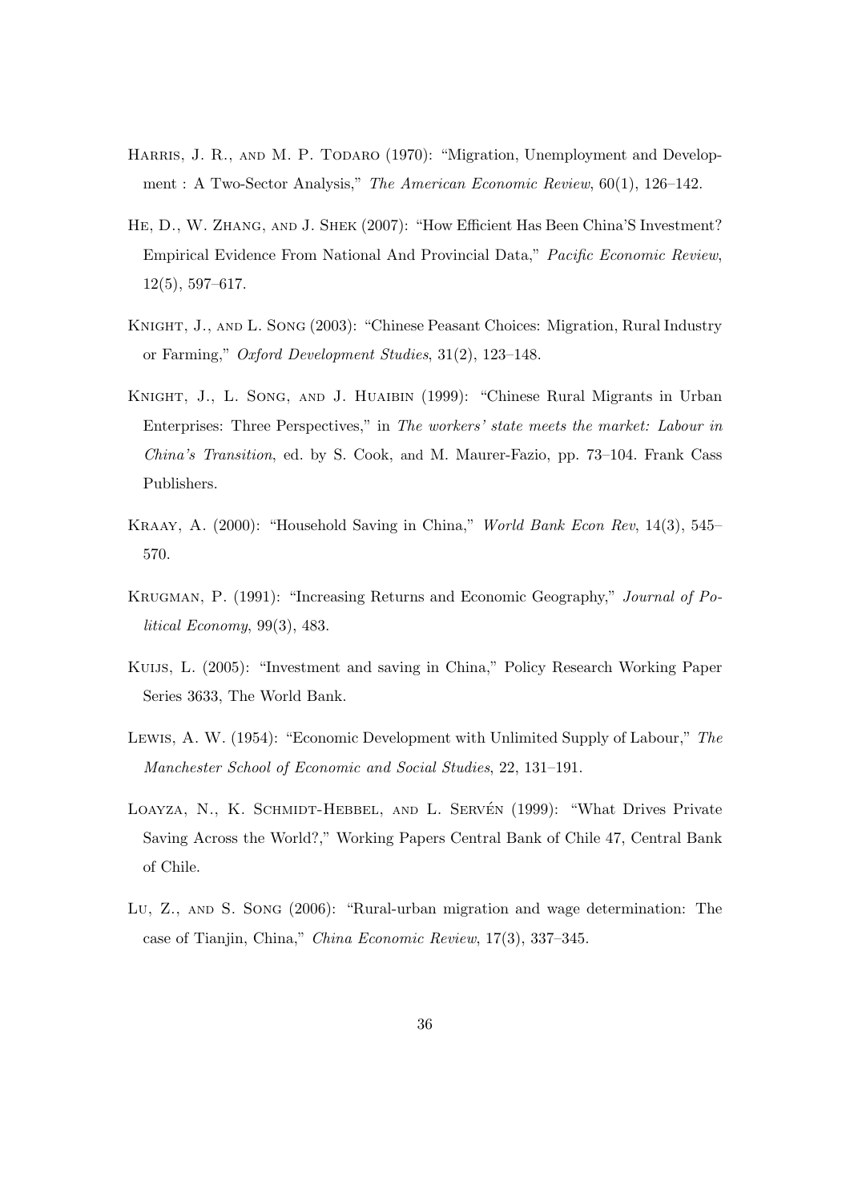Harris, J. R., and M. P. Todaro (1970): "Migration, Unemployment and Development : A Two-Sector Analysis," *The American Economic Review*, 60(1), 126–142.

He, D., W. Zhang, and J. Shek (2007): "How Efficient Has Been China'S Investment? Empirical Evidence From National And Provincial Data," *Pacific Economic Review*, 12(5), 597–617.

Knight, J., and L. Song (2003): "Chinese Peasant Choices: Migration, Rural Industry or Farming," *Oxford Development Studies*, 31(2), 123–148.

Knight, J., L. Song, and J. Huaibin (1999): "Chinese Rural Migrants in Urban Enterprises: Three Perspectives," in *The workers' state meets the market: Labour in China's Transition*, ed. by S. Cook, and M. Maurer-Fazio, pp. 73–104. Frank Cass Publishers.

Kraay, A. (2000): "Household Saving in China," *World Bank Econ Rev*, 14(3), 545–570.

Krugman, P. (1991): "Increasing Returns and Economic Geography," *Journal of Political Economy*, 99(3), 483.

Kuijs, L. (2005): "Investment and saving in China," Policy Research Working Paper Series 3633, The World Bank.

Lewis, A. W. (1954): "Economic Development with Unlimited Supply of Labour," *The Manchester School of Economic and Social Studies*, 22, 131–191.

Loayza, N., K. Schmidt-Hebbel, and L. Servén (1999): "What Drives Private Saving Across the World?," Working Papers Central Bank of Chile 47, Central Bank of Chile.

Lu, Z., and S. Song (2006): "Rural-urban migration and wage determination: The case of Tianjin, China," *China Economic Review*, 17(3), 337–345.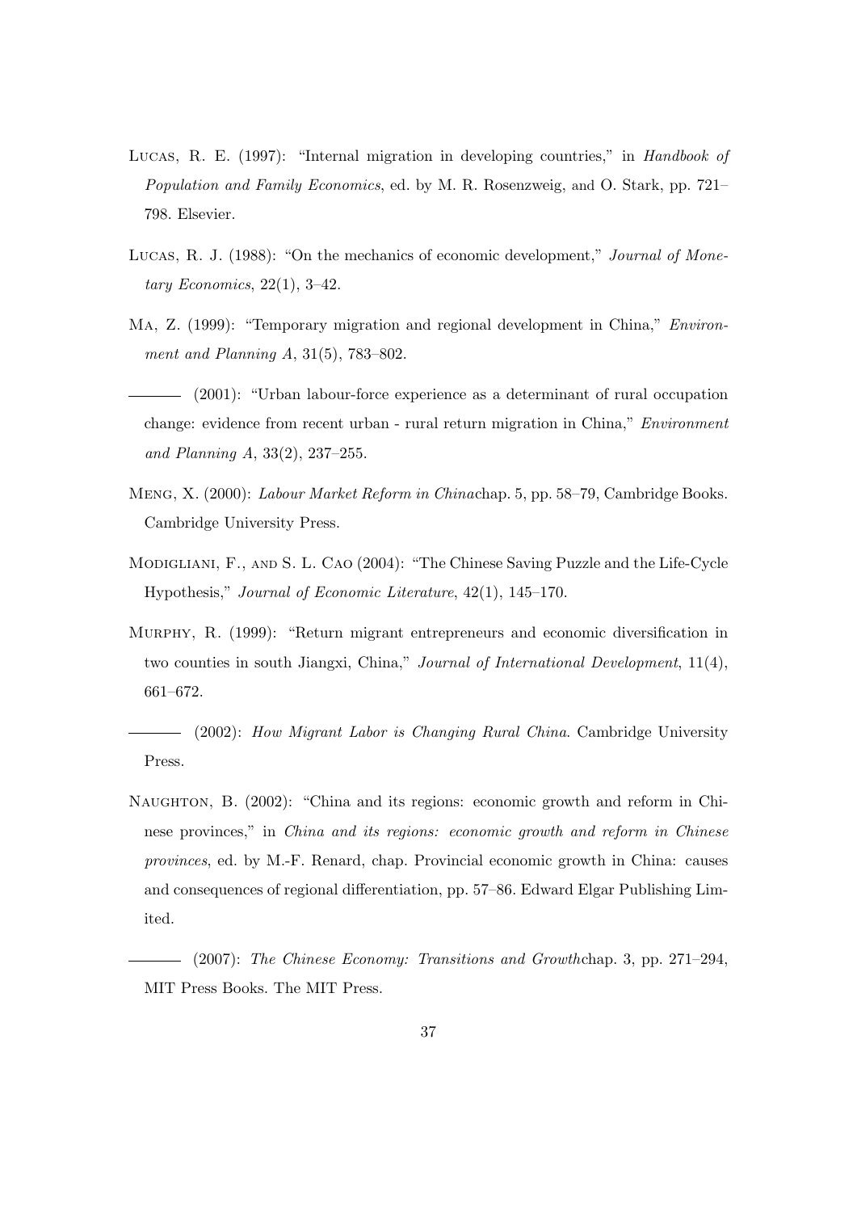Lucas, R. E. (1997): "Internal migration in developing countries," in *Handbook of Population and Family Economics*, ed. by M. R. Rosenzweig, and O. Stark, pp. 721–798. Elsevier.

Lucas, R. J. (1988): "On the mechanics of economic development," *Journal of Monetary Economics*, 22(1), 3–42.

Ma, Z. (1999): "Temporary migration and regional development in China," *Environment and Planning A*, 31(5), 783–802.

——— (2001): "Urban labour-force experience as a determinant of rural occupation change: evidence from recent urban - rural return migration in China," *Environment and Planning A*, 33(2), 237–255.

Meng, X. (2000): *Labour Market Reform in China*chap. 5, pp. 58–79, Cambridge Books. Cambridge University Press.

Modigliani, F., and S. L. Cao (2004): "The Chinese Saving Puzzle and the Life-Cycle Hypothesis," *Journal of Economic Literature*, 42(1), 145–170.

Murphy, R. (1999): "Return migrant entrepreneurs and economic diversification in two counties in south Jiangxi, China," *Journal of International Development*, 11(4), 661–672.

——— (2002): *How Migrant Labor is Changing Rural China*. Cambridge University Press.

Naughton, B. (2002): "China and its regions: economic growth and reform in Chinese provinces," in *China and its regions: economic growth and reform in Chinese provinces*, ed. by M.-F. Renard, chap. Provincial economic growth in China: causes and consequences of regional differentiation, pp. 57–86. Edward Elgar Publishing Limited.

——— (2007): *The Chinese Economy: Transitions and Growth*chap. 3, pp. 271–294, MIT Press Books. The MIT Press.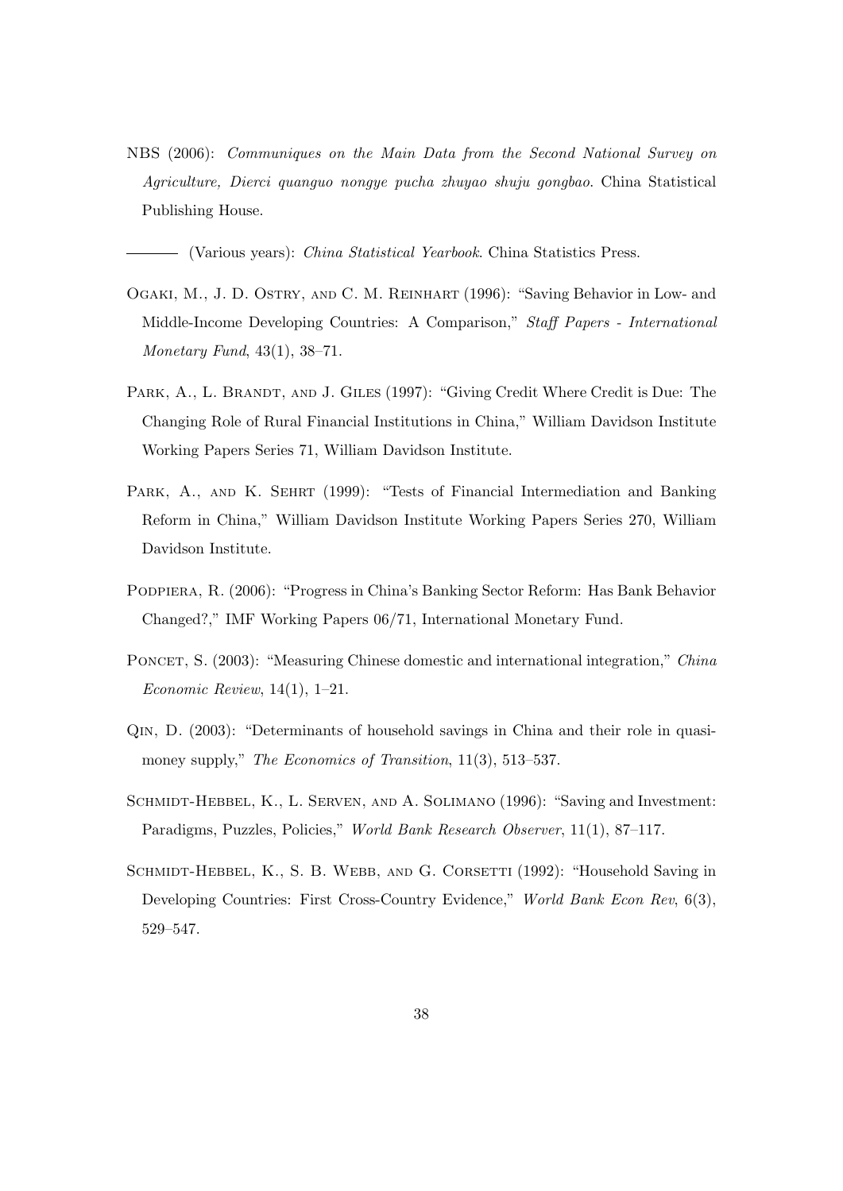NBS (2006): *Communiques on the Main Data from the Second National Survey on Agriculture, Dierci quanguo nongye pucha zhuyao shuju gongbao*. China Statistical Publishing House.

——— (Various years): *China Statistical Yearbook*. China Statistics Press.

Ogaki, M., J. D. Ostry, and C. M. Reinhart (1996): "Saving Behavior in Low- and Middle-Income Developing Countries: A Comparison," *Staff Papers - International Monetary Fund*, 43(1), 38–71.

Park, A., L. Brandt, and J. Giles (1997): "Giving Credit Where Credit is Due: The Changing Role of Rural Financial Institutions in China," William Davidson Institute Working Papers Series 71, William Davidson Institute.

Park, A., and K. Sehrt (1999): "Tests of Financial Intermediation and Banking Reform in China," William Davidson Institute Working Papers Series 270, William Davidson Institute.

Podpiera, R. (2006): "Progress in China's Banking Sector Reform: Has Bank Behavior Changed?," IMF Working Papers 06/71, International Monetary Fund.

Poncet, S. (2003): "Measuring Chinese domestic and international integration," *China Economic Review*, 14(1), 1–21.

Qin, D. (2003): "Determinants of household savings in China and their role in quasi-money supply," *The Economics of Transition*, 11(3), 513–537.

Schmidt-Hebbel, K., L. Serven, and A. Solimano (1996): "Saving and Investment: Paradigms, Puzzles, Policies," *World Bank Research Observer*, 11(1), 87–117.

Schmidt-Hebbel, K., S. B. Webb, and G. Corsetti (1992): "Household Saving in Developing Countries: First Cross-Country Evidence," *World Bank Econ Rev*, 6(3), 529–547.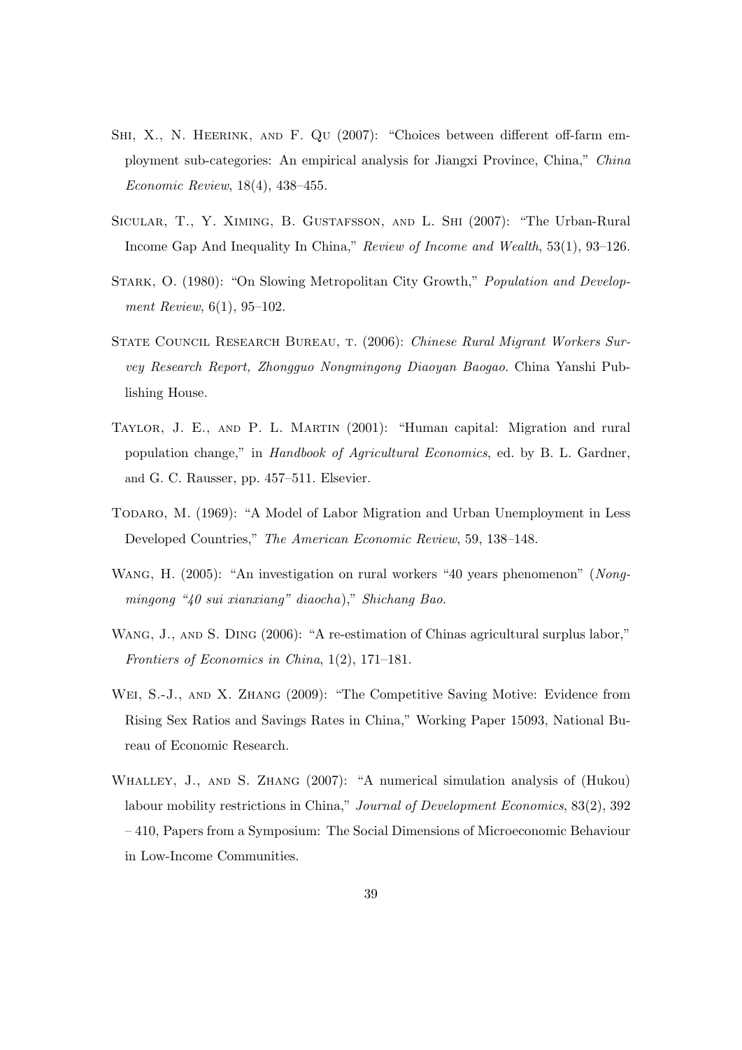Shi, X., N. Heerink, and F. Qu (2007): "Choices between different off-farm employment sub-categories: An empirical analysis for Jiangxi Province, China," *China Economic Review*, 18(4), 438–455.

Sicular, T., Y. Ximing, B. Gustafsson, and L. Shi (2007): "The Urban-Rural Income Gap And Inequality In China," *Review of Income and Wealth*, 53(1), 93–126.

Stark, O. (1980): "On Slowing Metropolitan City Growth," *Population and Development Review*, 6(1), 95–102.

State Council Research Bureau, t. (2006): *Chinese Rural Migrant Workers Survey Research Report, Zhongguo Nongmingong Diaoyan Baogao*. China Yanshi Publishing House.

Taylor, J. E., and P. L. Martin (2001): "Human capital: Migration and rural population change," in *Handbook of Agricultural Economics*, ed. by B. L. Gardner, and G. C. Rausser, pp. 457–511. Elsevier.

Todaro, M. (1969): "A Model of Labor Migration and Urban Unemployment in Less Developed Countries," *The American Economic Review*, 59, 138–148.

Wang, H. (2005): "An investigation on rural workers "40 years phenomenon" (*Nongmingong "40 sui xianxiang" diaocha*)," *Shichang Bao*.

Wang, J., and S. Ding (2006): "A re-estimation of Chinas agricultural surplus labor," *Frontiers of Economics in China*, 1(2), 171–181.

Wei, S.-J., and X. Zhang (2009): "The Competitive Saving Motive: Evidence from Rising Sex Ratios and Savings Rates in China," Working Paper 15093, National Bureau of Economic Research.

Whalley, J., and S. Zhang (2007): "A numerical simulation analysis of (Hukou) labour mobility restrictions in China," *Journal of Development Economics*, 83(2), 392 – 410, Papers from a Symposium: The Social Dimensions of Microeconomic Behaviour in Low-Income Communities.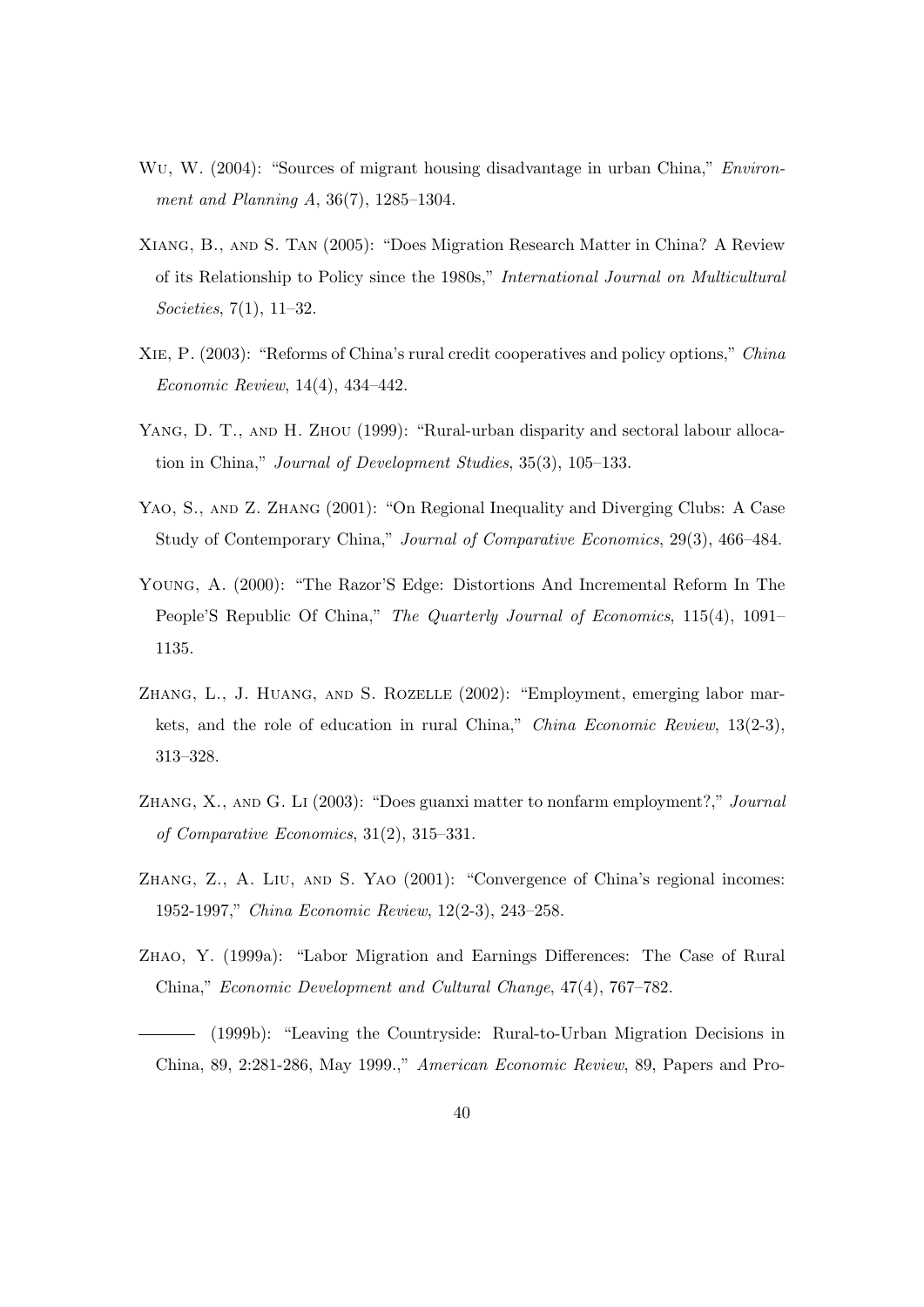Wu, W. (2004): "Sources of migrant housing disadvantage in urban China," *Environment and Planning A*, 36(7), 1285–1304.

Xiang, B., and S. Tan (2005): "Does Migration Research Matter in China? A Review of its Relationship to Policy since the 1980s," *International Journal on Multicultural Societies*, 7(1), 11–32.

Xie, P. (2003): "Reforms of China's rural credit cooperatives and policy options," *China Economic Review*, 14(4), 434–442.

Yang, D. T., and H. Zhou (1999): "Rural-urban disparity and sectoral labour allocation in China," *Journal of Development Studies*, 35(3), 105–133.

Yao, S., and Z. Zhang (2001): "On Regional Inequality and Diverging Clubs: A Case Study of Contemporary China," *Journal of Comparative Economics*, 29(3), 466–484.

Young, A. (2000): "The Razor'S Edge: Distortions And Incremental Reform In The People'S Republic Of China," *The Quarterly Journal of Economics*, 115(4), 1091–1135.

Zhang, L., J. Huang, and S. Rozelle (2002): "Employment, emerging labor markets, and the role of education in rural China," *China Economic Review*, 13(2-3), 313–328.

Zhang, X., and G. Li (2003): "Does guanxi matter to nonfarm employment?," *Journal of Comparative Economics*, 31(2), 315–331.

Zhang, Z., A. Liu, and S. Yao (2001): "Convergence of China's regional incomes: 1952-1997," *China Economic Review*, 12(2-3), 243–258.

Zhao, Y. (1999a): "Labor Migration and Earnings Differences: The Case of Rural China," *Economic Development and Cultural Change*, 47(4), 767–782.

——— (1999b): "Leaving the Countryside: Rural-to-Urban Migration Decisions in China, 89, 2:281-286, May 1999.," *American Economic Review*, 89, Papers and Pro-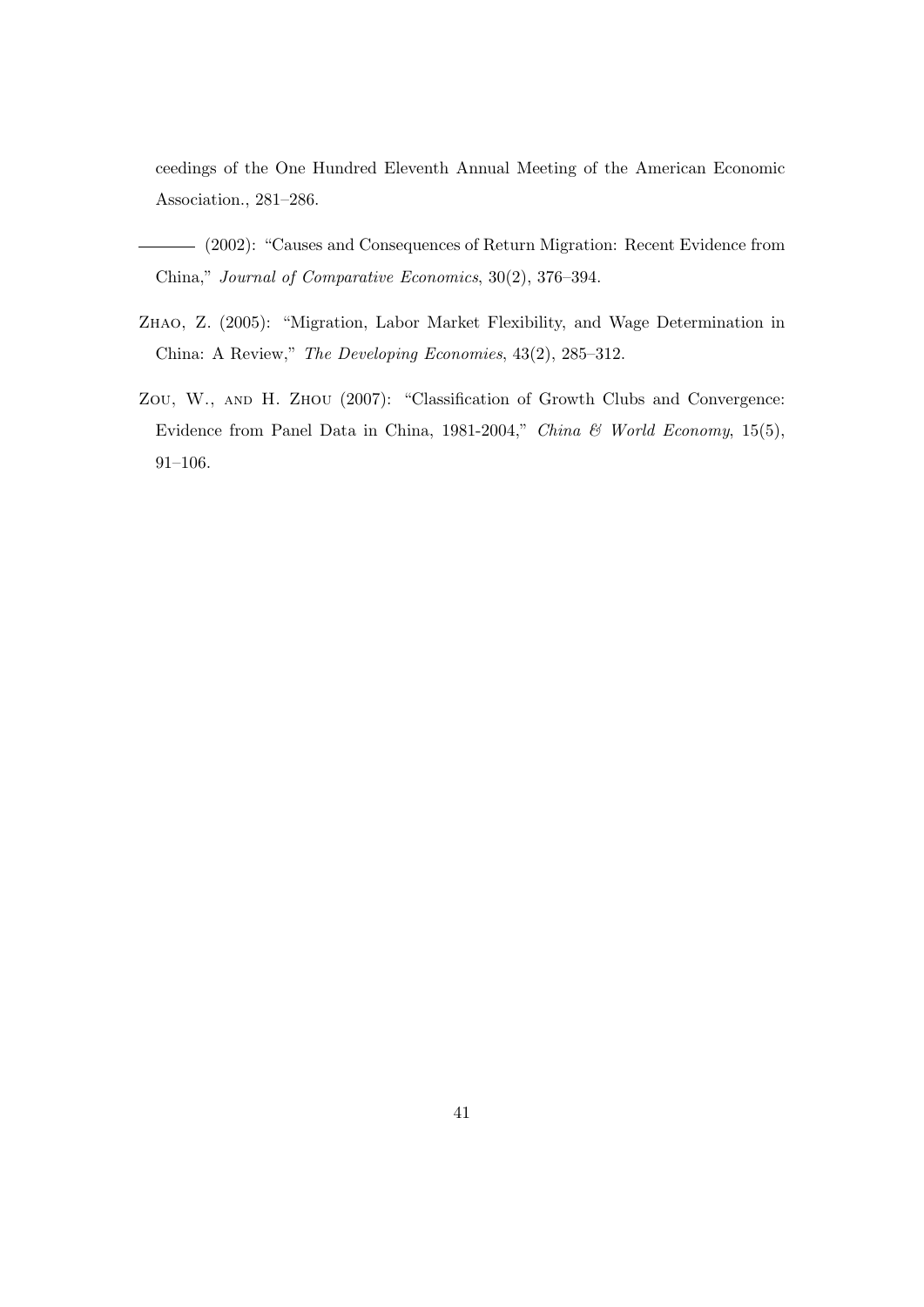ceedings of the One Hundred Eleventh Annual Meeting of the American Economic Association., 281–286.

——— (2002): "Causes and Consequences of Return Migration: Recent Evidence from China," *Journal of Comparative Economics*, 30(2), 376–394.

Zhao, Z. (2005): "Migration, Labor Market Flexibility, and Wage Determination in China: A Review," *The Developing Economies*, 43(2), 285–312.

Zou, W., and H. Zhou (2007): "Classification of Growth Clubs and Convergence: Evidence from Panel Data in China, 1981-2004," *China & World Economy*, 15(5), 91–106.